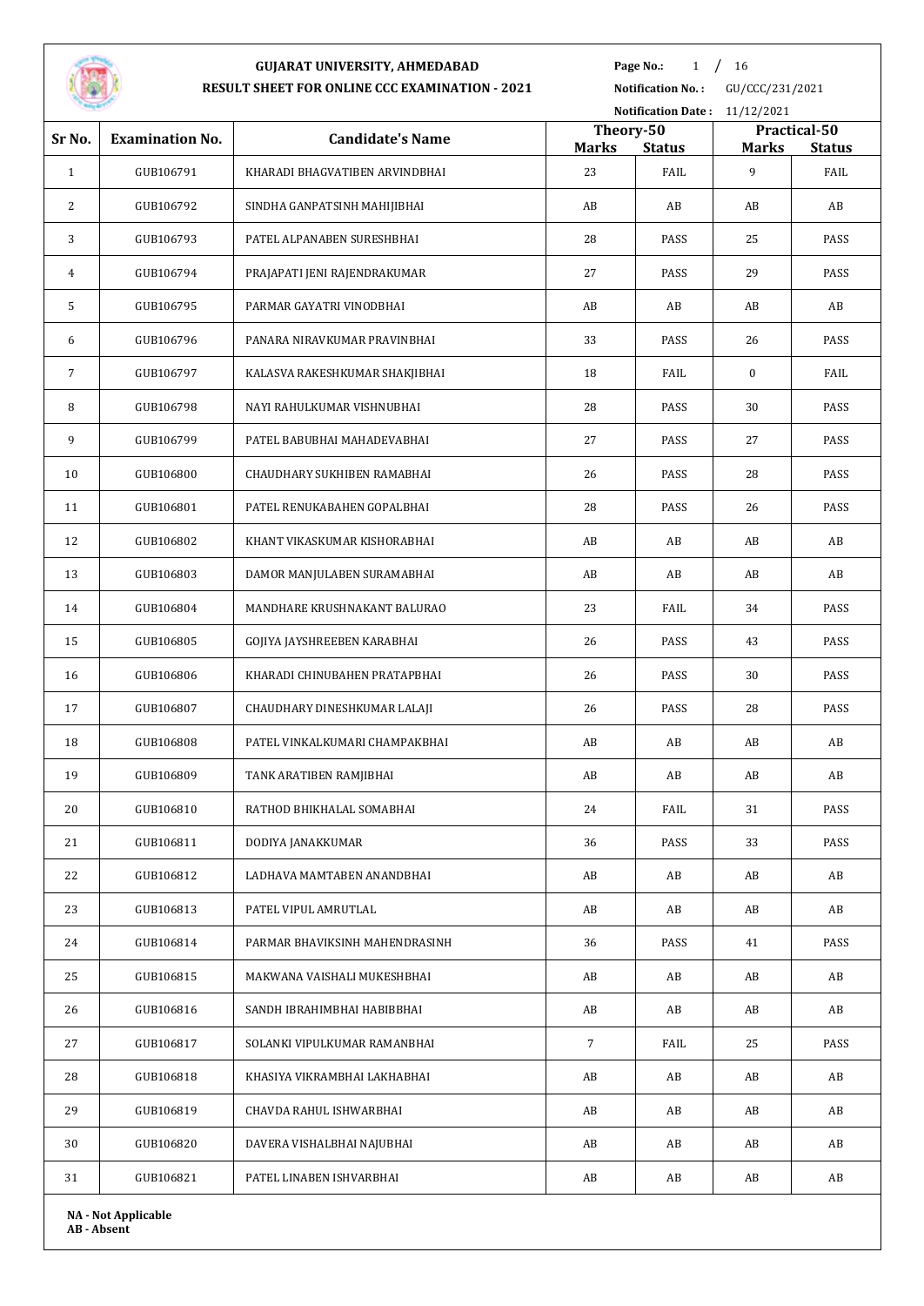# GUJARAT UNIVERSITY, AHMEDABAD

## RESULT SHEET FOR ONLINE CCC EXAMINATION - 2021

**Notification No. :** GU/CCC/231/2021

**Notification Date :** 11/12/2021

| Sr No. | Examination No. | Candidate's Name | Theory-50 | | Practical-50 | |
|---|---|---|---|---|---|---|
| | | | Marks | Status | Marks | Status |
| 1 | GUB106791 | KHARADI BHAGVATIBEN ARVINDBHAI | 23 | FAIL | 9 | FAIL |
| 2 | GUB106792 | SINDHA GANPATSINH MAHIJIBHAI | AB | AB | AB | AB |
| 3 | GUB106793 | PATEL ALPANABEN SURESHBHAI | 28 | PASS | 25 | PASS |
| 4 | GUB106794 | PRAJAPATI JENI RAJENDRAKUMAR | 27 | PASS | 29 | PASS |
| 5 | GUB106795 | PARMAR GAYATRI VINODBHAI | AB | AB | AB | AB |
| 6 | GUB106796 | PANARA NIRAVKUMAR PRAVINBHAI | 33 | PASS | 26 | PASS |
| 7 | GUB106797 | KALASVA RAKESHKUMAR SHAKJIBHAI | 18 | FAIL | 0 | FAIL |
| 8 | GUB106798 | NAYI RAHULKUMAR VISHNUBHAI | 28 | PASS | 30 | PASS |
| 9 | GUB106799 | PATEL BABUBHAI MAHADEVABHAI | 27 | PASS | 27 | PASS |
| 10 | GUB106800 | CHAUDHARY SUKHIBEN RAMABHAI | 26 | PASS | 28 | PASS |
| 11 | GUB106801 | PATEL RENUKABAHEN GOPALBHAI | 28 | PASS | 26 | PASS |
| 12 | GUB106802 | KHANT VIKASKUMAR KISHORABHAI | AB | AB | AB | AB |
| 13 | GUB106803 | DAMOR MANJULABEN SURAMABHAI | AB | AB | AB | AB |
| 14 | GUB106804 | MANDHARE KRUSHNAKANT BALURAO | 23 | FAIL | 34 | PASS |
| 15 | GUB106805 | GOJIYA JAYSHREEBEN KARABHAI | 26 | PASS | 43 | PASS |
| 16 | GUB106806 | KHARADI CHINUBAHEN PRATAPBHAI | 26 | PASS | 30 | PASS |
| 17 | GUB106807 | CHAUDHARY DINESHKUMAR LALAJI | 26 | PASS | 28 | PASS |
| 18 | GUB106808 | PATEL VINKALKUMARI CHAMPAKBHAI | AB | AB | AB | AB |
| 19 | GUB106809 | TANK ARATIBEN RAMJIBHAI | AB | AB | AB | AB |
| 20 | GUB106810 | RATHOD BHIKHALAL SOMABHAI | 24 | FAIL | 31 | PASS |
| 21 | GUB106811 | DODIYA JANAKKUMAR | 36 | PASS | 33 | PASS |
| 22 | GUB106812 | LADHAVA MAMTABEN ANANDBHAI | AB | AB | AB | AB |
| 23 | GUB106813 | PATEL VIPUL AMRUTLAL | AB | AB | AB | AB |
| 24 | GUB106814 | PARMAR BHAVIKSINH MAHENDRASINH | 36 | PASS | 41 | PASS |
| 25 | GUB106815 | MAKWANA VAISHALI MUKESHBHAI | AB | AB | AB | AB |
| 26 | GUB106816 | SANDH IBRAHIMBHAI HABIBBHAI | AB | AB | AB | AB |
| 27 | GUB106817 | SOLANKI VIPULKUMAR RAMANBHAI | 7 | FAIL | 25 | PASS |
| 28 | GUB106818 | KHASIYA VIKRAMBHAI LAKHABHAI | AB | AB | AB | AB |
| 29 | GUB106819 | CHAVDA RAHUL ISHWARBHAI | AB | AB | AB | AB |
| 30 | GUB106820 | DAVERA VISHALBHAI NAJUBHAI | AB | AB | AB | AB |
| 31 | GUB106821 | PATEL LINABEN ISHVARBHAI | AB | AB | AB | AB |

**NA - Not Applicable**
**AB - Absent**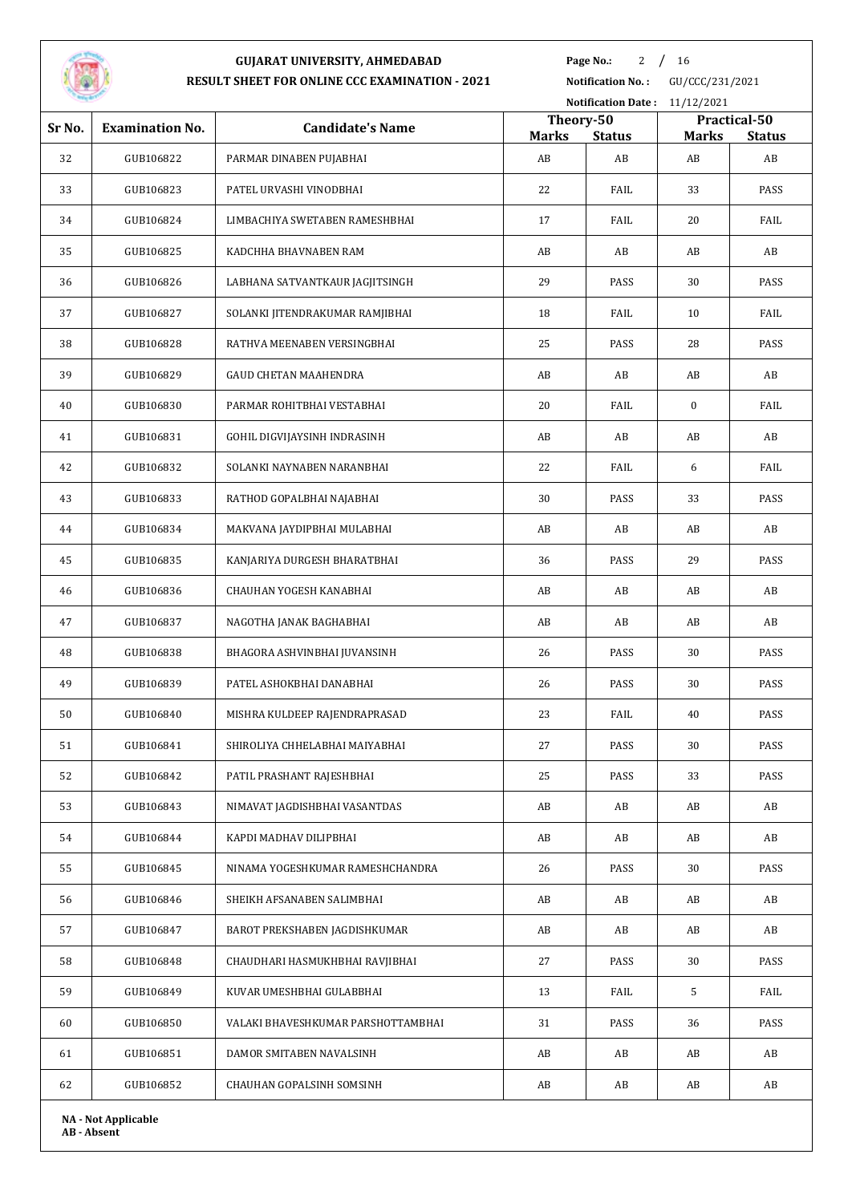# GUJARAT UNIVERSITY, AHMEDABAD

## RESULT SHEET FOR ONLINE CCC EXAMINATION - 2021

**Page No.:** 2 / 16

**Notification No. :** GU/CCC/231/2021

**Notification Date :** 11/12/2021

| Sr No. | Examination No. | Candidate's Name | Theory-50 | | Practical-50 | |
|---|---|---|---|---|---|---|
| | | | Marks | Status | Marks | Status |
| 32 | GUB106822 | PARMAR DINABEN PUJABHAI | AB | AB | AB | AB |
| 33 | GUB106823 | PATEL URVASHI VINODBHAI | 22 | FAIL | 33 | PASS |
| 34 | GUB106824 | LIMBACHIYA SWETABEN RAMESHBHAI | 17 | FAIL | 20 | FAIL |
| 35 | GUB106825 | KADCHHA BHAVNABEN RAM | AB | AB | AB | AB |
| 36 | GUB106826 | LABHANA SATVANTKAUR JAGJITSINGH | 29 | PASS | 30 | PASS |
| 37 | GUB106827 | SOLANKI JITENDRAKUMAR RAMJIBHAI | 18 | FAIL | 10 | FAIL |
| 38 | GUB106828 | RATHVA MEENABEN VERSINGBHAI | 25 | PASS | 28 | PASS |
| 39 | GUB106829 | GAUD CHETAN MAAHENDRA | AB | AB | AB | AB |
| 40 | GUB106830 | PARMAR ROHITBHAI VESTABHAI | 20 | FAIL | 0 | FAIL |
| 41 | GUB106831 | GOHIL DIGVIJAYSINH INDRASINH | AB | AB | AB | AB |
| 42 | GUB106832 | SOLANKI NAYNABEN NARANBHAI | 22 | FAIL | 6 | FAIL |
| 43 | GUB106833 | RATHOD GOPALBHAI NAJABHAI | 30 | PASS | 33 | PASS |
| 44 | GUB106834 | MAKVANA JAYDIPBHAI MULABHAI | AB | AB | AB | AB |
| 45 | GUB106835 | KANJARIYA DURGESH BHARATBHAI | 36 | PASS | 29 | PASS |
| 46 | GUB106836 | CHAUHAN YOGESH KANABHAI | AB | AB | AB | AB |
| 47 | GUB106837 | NAGOTHA JANAK BAGHABHAI | AB | AB | AB | AB |
| 48 | GUB106838 | BHAGORA ASHVINBHAI JUVANSINH | 26 | PASS | 30 | PASS |
| 49 | GUB106839 | PATEL ASHOKBHAI DANABHAI | 26 | PASS | 30 | PASS |
| 50 | GUB106840 | MISHRA KULDEEP RAJENDRAPRASAD | 23 | FAIL | 40 | PASS |
| 51 | GUB106841 | SHIROLIYA CHHELABHAI MAIYABHAI | 27 | PASS | 30 | PASS |
| 52 | GUB106842 | PATIL PRASHANT RAJESHBHAI | 25 | PASS | 33 | PASS |
| 53 | GUB106843 | NIMAVAT JAGDISHBHAI VASANTDAS | AB | AB | AB | AB |
| 54 | GUB106844 | KAPDI MADHAV DILIPBHAI | AB | AB | AB | AB |
| 55 | GUB106845 | NINAMA YOGESHKUMAR RAMESHCHANDRA | 26 | PASS | 30 | PASS |
| 56 | GUB106846 | SHEIKH AFSANABEN SALIMBHAI | AB | AB | AB | AB |
| 57 | GUB106847 | BAROT PREKSHABEN JAGDISHKUMAR | AB | AB | AB | AB |
| 58 | GUB106848 | CHAUDHARI HASMUKHBHAI RAVJIBHAI | 27 | PASS | 30 | PASS |
| 59 | GUB106849 | KUVAR UMESHBHAI GULABBHAI | 13 | FAIL | 5 | FAIL |
| 60 | GUB106850 | VALAKI BHAVESHKUMAR PARSHOTTAMBHAI | 31 | PASS | 36 | PASS |
| 61 | GUB106851 | DAMOR SMITABEN NAVALSINH | AB | AB | AB | AB |
| 62 | GUB106852 | CHAUHAN GOPALSINH SOMSINH | AB | AB | AB | AB |

**NA - Not Applicable**
**AB - Absent**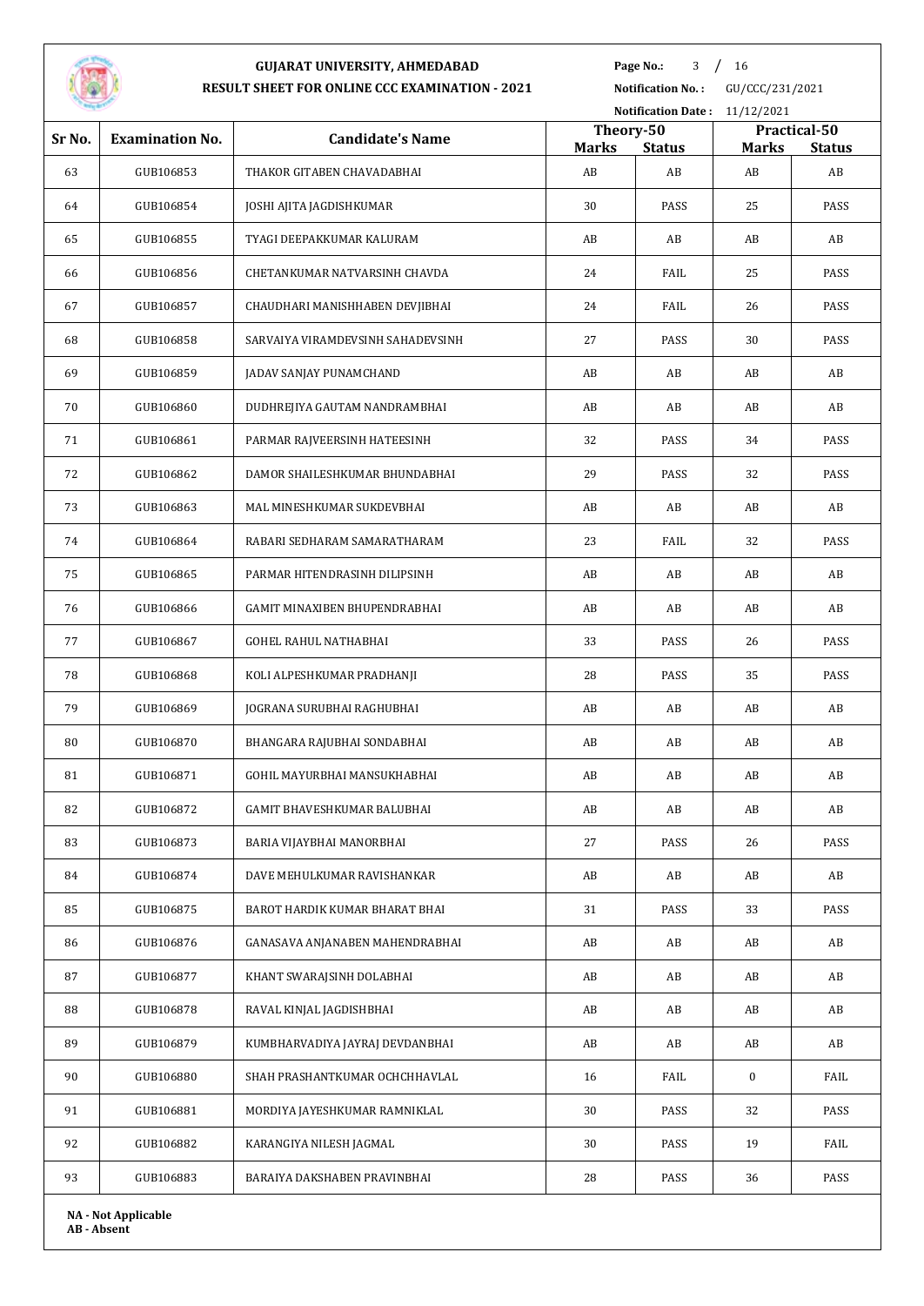# GUJARAT UNIVERSITY, AHMEDABAD

## RESULT SHEET FOR ONLINE CCC EXAMINATION - 2021

**Notification No. :** GU/CCC/231/2021

**Notification Date :** 11/12/2021

| Sr No. | Examination No. | Candidate's Name | Theory-50 | | Practical-50 | |
|---|---|---|---|---|---|---|
| | | | Marks | Status | Marks | Status |
| 63 | GUB106853 | THAKOR GITABEN CHAVADABHAI | AB | AB | AB | AB |
| 64 | GUB106854 | JOSHI AJITA JAGDISHKUMAR | 30 | PASS | 25 | PASS |
| 65 | GUB106855 | TYAGI DEEPAKKUMAR KALURAM | AB | AB | AB | AB |
| 66 | GUB106856 | CHETANKUMAR NATVARSINH CHAVDA | 24 | FAIL | 25 | PASS |
| 67 | GUB106857 | CHAUDHARI MANISHHABEN DEVJIBHAI | 24 | FAIL | 26 | PASS |
| 68 | GUB106858 | SARVAIYA VIRAMDEVSINH SAHADEVSINH | 27 | PASS | 30 | PASS |
| 69 | GUB106859 | JADAV SANJAY PUNAMCHAND | AB | AB | AB | AB |
| 70 | GUB106860 | DUDHREJIYA GAUTAM NANDRAMBHAI | AB | AB | AB | AB |
| 71 | GUB106861 | PARMAR RAJVEERSINH HATEESINH | 32 | PASS | 34 | PASS |
| 72 | GUB106862 | DAMOR SHAILESHKUMAR BHUNDABHAI | 29 | PASS | 32 | PASS |
| 73 | GUB106863 | MAL MINESHKUMAR SUKDEVBHAI | AB | AB | AB | AB |
| 74 | GUB106864 | RABARI SEDHARAM SAMARATHARAM | 23 | FAIL | 32 | PASS |
| 75 | GUB106865 | PARMAR HITENDRASINH DILIPSINH | AB | AB | AB | AB |
| 76 | GUB106866 | GAMIT MINAXIBEN BHUPENDRABHAI | AB | AB | AB | AB |
| 77 | GUB106867 | GOHEL RAHUL NATHABHAI | 33 | PASS | 26 | PASS |
| 78 | GUB106868 | KOLI ALPESHKUMAR PRADHANJI | 28 | PASS | 35 | PASS |
| 79 | GUB106869 | JOGRANA SURUBHAI RAGHUBHAI | AB | AB | AB | AB |
| 80 | GUB106870 | BHANGARA RAJUBHAI SONDABHAI | AB | AB | AB | AB |
| 81 | GUB106871 | GOHIL MAYURBHAI MANSUKHABHAI | AB | AB | AB | AB |
| 82 | GUB106872 | GAMIT BHAVESHKUMAR BALUBHAI | AB | AB | AB | AB |
| 83 | GUB106873 | BARIA VIJAYBHAI MANORBHAI | 27 | PASS | 26 | PASS |
| 84 | GUB106874 | DAVE MEHULKUMAR RAVISHANKAR | AB | AB | AB | AB |
| 85 | GUB106875 | BAROT HARDIK KUMAR BHARAT BHAI | 31 | PASS | 33 | PASS |
| 86 | GUB106876 | GANASAVA ANJANABEN MAHENDRABHAI | AB | AB | AB | AB |
| 87 | GUB106877 | KHANT SWARAJSINH DOLABHAI | AB | AB | AB | AB |
| 88 | GUB106878 | RAVAL KINJAL JAGDISHBHAI | AB | AB | AB | AB |
| 89 | GUB106879 | KUMBHARVADIYA JAYRAJ DEVDANBHAI | AB | AB | AB | AB |
| 90 | GUB106880 | SHAH PRASHANTKUMAR OCHCHHAVLAL | 16 | FAIL | 0 | FAIL |
| 91 | GUB106881 | MORDIYA JAYESHKUMAR RAMNIKLAL | 30 | PASS | 32 | PASS |
| 92 | GUB106882 | KARANGIYA NILESH JAGMAL | 30 | PASS | 19 | FAIL |
| 93 | GUB106883 | BARAIYA DAKSHABEN PRAVINBHAI | 28 | PASS | 36 | PASS |

**NA - Not Applicable**
**AB - Absent**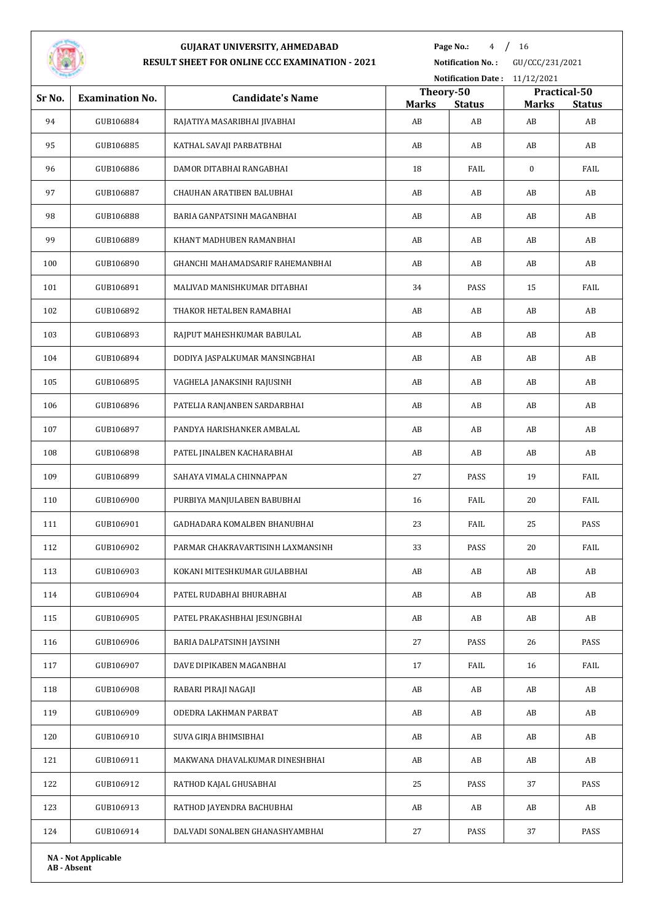# GUJARAT UNIVERSITY, AHMEDABAD

## RESULT SHEET FOR ONLINE CCC EXAMINATION - 2021

**Notification No. :** GU/CCC/231/2021

**Notification Date :** 11/12/2021

| Sr No. | Examination No. | Candidate's Name | Theory-50 | | Practical-50 | |
|---|---|---|---|---|---|---|
| | | | Marks | Status | Marks | Status |
| 94 | GUB106884 | RAJATIYA MASARIBHAI JIVABHAI | AB | AB | AB | AB |
| 95 | GUB106885 | KATHAL SAVAJI PARBATBHAI | AB | AB | AB | AB |
| 96 | GUB106886 | DAMOR DITABHAI RANGABHAI | 18 | FAIL | 0 | FAIL |
| 97 | GUB106887 | CHAUHAN ARATIBEN BALUBHAI | AB | AB | AB | AB |
| 98 | GUB106888 | BARIA GANPATSINH MAGANBHAI | AB | AB | AB | AB |
| 99 | GUB106889 | KHANT MADHUBEN RAMANBHAI | AB | AB | AB | AB |
| 100 | GUB106890 | GHANCHI MAHAMADSARIF RAHEMANBHAI | AB | AB | AB | AB |
| 101 | GUB106891 | MALIVAD MANISHKUMAR DITABHAI | 34 | PASS | 15 | FAIL |
| 102 | GUB106892 | THAKOR HETALBEN RAMABHAI | AB | AB | AB | AB |
| 103 | GUB106893 | RAJPUT MAHESHKUMAR BABULAL | AB | AB | AB | AB |
| 104 | GUB106894 | DODIYA JASPALKUMAR MANSINGBHAI | AB | AB | AB | AB |
| 105 | GUB106895 | VAGHELA JANAKSINH RAJUSINH | AB | AB | AB | AB |
| 106 | GUB106896 | PATELIA RANJANBEN SARDARBHAI | AB | AB | AB | AB |
| 107 | GUB106897 | PANDYA HARISHANKER AMBALAL | AB | AB | AB | AB |
| 108 | GUB106898 | PATEL JINALBEN KACHARABHAI | AB | AB | AB | AB |
| 109 | GUB106899 | SAHAYA VIMALA CHINNAPPAN | 27 | PASS | 19 | FAIL |
| 110 | GUB106900 | PURBIYA MANJULABEN BABUBHAI | 16 | FAIL | 20 | FAIL |
| 111 | GUB106901 | GADHADARA KOMALBEN BHANUBHAI | 23 | FAIL | 25 | PASS |
| 112 | GUB106902 | PARMAR CHAKRAVARTISINH LAXMANSINH | 33 | PASS | 20 | FAIL |
| 113 | GUB106903 | KOKANI MITESHKUMAR GULABBHAI | AB | AB | AB | AB |
| 114 | GUB106904 | PATEL RUDABHAI BHURABHAI | AB | AB | AB | AB |
| 115 | GUB106905 | PATEL PRAKASHBHAI JESUNGBHAI | AB | AB | AB | AB |
| 116 | GUB106906 | BARIA DALPATSINH JAYSINH | 27 | PASS | 26 | PASS |
| 117 | GUB106907 | DAVE DIPIKABEN MAGANBHAI | 17 | FAIL | 16 | FAIL |
| 118 | GUB106908 | RABARI PIRAJI NAGAJI | AB | AB | AB | AB |
| 119 | GUB106909 | ODEDRA LAKHMAN PARBAT | AB | AB | AB | AB |
| 120 | GUB106910 | SUVA GIRJA BHIMSIBHAI | AB | AB | AB | AB |
| 121 | GUB106911 | MAKWANA DHAVALKUMAR DINESHBHAI | AB | AB | AB | AB |
| 122 | GUB106912 | RATHOD KAJAL GHUSABHAI | 25 | PASS | 37 | PASS |
| 123 | GUB106913 | RATHOD JAYENDRA BACHUBHAI | AB | AB | AB | AB |
| 124 | GUB106914 | DALVADI SONALBEN GHANASHYAMBHAI | 27 | PASS | 37 | PASS |

**NA - Not Applicable**
**AB - Absent**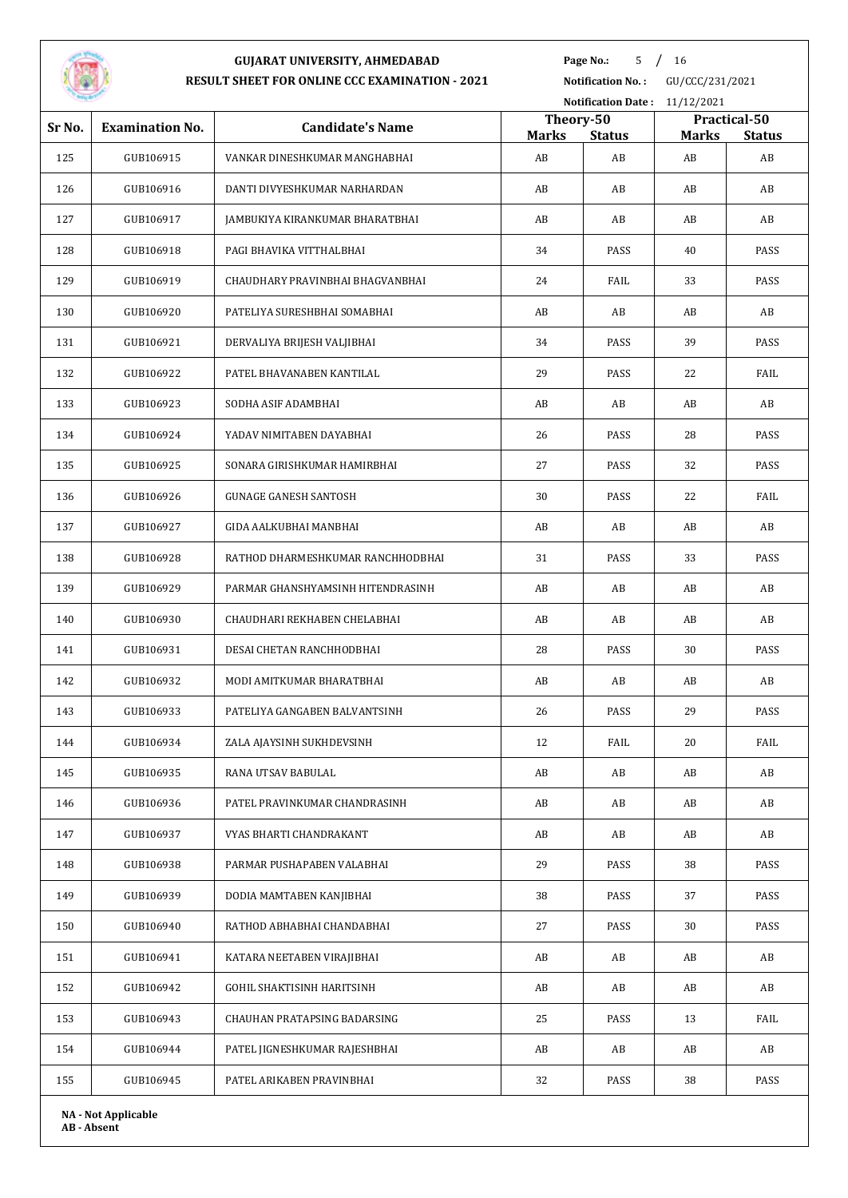# GUJARAT UNIVERSITY, AHMEDABAD

## RESULT SHEET FOR ONLINE CCC EXAMINATION - 2021

**Notification No. :** GU/CCC/231/2021

**Notification Date :** 11/12/2021

| Sr No. | Examination No. | Candidate's Name | Theory-50 | | Practical-50 | |
|---|---|---|---|---|---|---|
| | | | Marks | Status | Marks | Status |
| 125 | GUB106915 | VANKAR DINESHKUMAR MANGHABHAI | AB | AB | AB | AB |
| 126 | GUB106916 | DANTI DIVYESHKUMAR NARHARDAN | AB | AB | AB | AB |
| 127 | GUB106917 | JAMBUKIYA KIRANKUMAR BHARATBHAI | AB | AB | AB | AB |
| 128 | GUB106918 | PAGI BHAVIKA VITTHALBHAI | 34 | PASS | 40 | PASS |
| 129 | GUB106919 | CHAUDHARY PRAVINBHAI BHAGVANBHAI | 24 | FAIL | 33 | PASS |
| 130 | GUB106920 | PATELIYA SURESHBHAI SOMABHAI | AB | AB | AB | AB |
| 131 | GUB106921 | DERVALIYA BRIJESH VALJIBHAI | 34 | PASS | 39 | PASS |
| 132 | GUB106922 | PATEL BHAVANABEN KANTILAL | 29 | PASS | 22 | FAIL |
| 133 | GUB106923 | SODHA ASIF ADAMBHAI | AB | AB | AB | AB |
| 134 | GUB106924 | YADAV NIMITABEN DAYABHAI | 26 | PASS | 28 | PASS |
| 135 | GUB106925 | SONARA GIRISHKUMAR HAMIRBHAI | 27 | PASS | 32 | PASS |
| 136 | GUB106926 | GUNAGE GANESH SANTOSH | 30 | PASS | 22 | FAIL |
| 137 | GUB106927 | GIDA AALKUBHAI MANBHAI | AB | AB | AB | AB |
| 138 | GUB106928 | RATHOD DHARMESHKUMAR RANCHHODBHAI | 31 | PASS | 33 | PASS |
| 139 | GUB106929 | PARMAR GHANSHYAMSINH HITENDRASINH | AB | AB | AB | AB |
| 140 | GUB106930 | CHAUDHARI REKHABEN CHELABHAI | AB | AB | AB | AB |
| 141 | GUB106931 | DESAI CHETAN RANCHHODBHAI | 28 | PASS | 30 | PASS |
| 142 | GUB106932 | MODI AMITKUMAR BHARATBHAI | AB | AB | AB | AB |
| 143 | GUB106933 | PATELIYA GANGABEN BALVANTSINH | 26 | PASS | 29 | PASS |
| 144 | GUB106934 | ZALA AJAYSINH SUKHDEVSINH | 12 | FAIL | 20 | FAIL |
| 145 | GUB106935 | RANA UTSAV BABULAL | AB | AB | AB | AB |
| 146 | GUB106936 | PATEL PRAVINKUMAR CHANDRASINH | AB | AB | AB | AB |
| 147 | GUB106937 | VYAS BHARTI CHANDRAKANT | AB | AB | AB | AB |
| 148 | GUB106938 | PARMAR PUSHAPABEN VALABHAI | 29 | PASS | 38 | PASS |
| 149 | GUB106939 | DODIA MAMTABEN KANJIBHAI | 38 | PASS | 37 | PASS |
| 150 | GUB106940 | RATHOD ABHABHAI CHANDABHAI | 27 | PASS | 30 | PASS |
| 151 | GUB106941 | KATARA NEETABEN VIRAJIBHAI | AB | AB | AB | AB |
| 152 | GUB106942 | GOHIL SHAKTISINH HARITSINH | AB | AB | AB | AB |
| 153 | GUB106943 | CHAUHAN PRATAPSING BADARSING | 25 | PASS | 13 | FAIL |
| 154 | GUB106944 | PATEL JIGNESHKUMAR RAJESHBHAI | AB | AB | AB | AB |
| 155 | GUB106945 | PATEL ARIKABEN PRAVINBHAI | 32 | PASS | 38 | PASS |

**NA - Not Applicable**
**AB - Absent**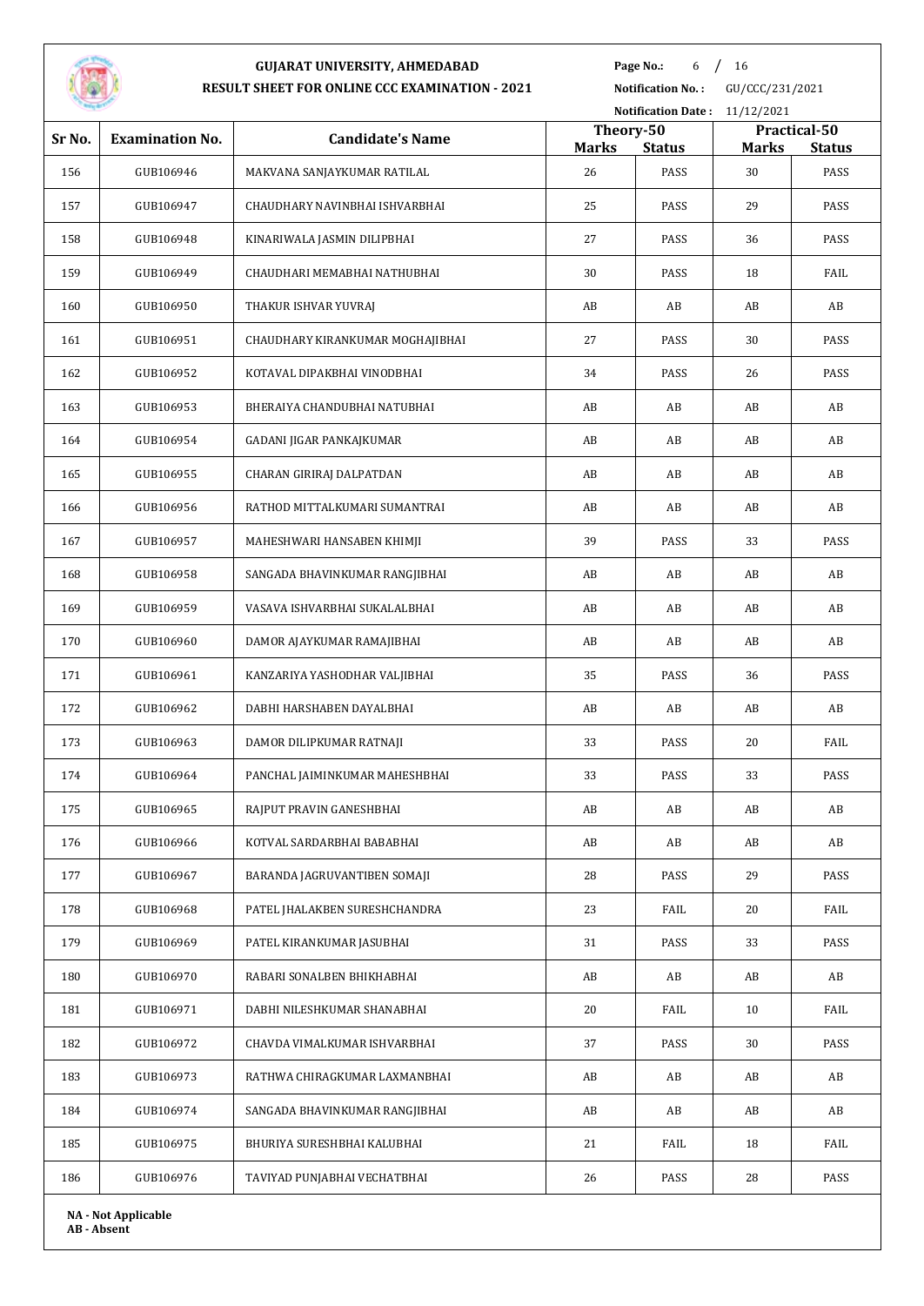**GUJARAT UNIVERSITY, AHMEDABAD**

**RESULT SHEET FOR ONLINE CCC EXAMINATION - 2021**

**Notification No. :** GU/CCC/231/2021

**Notification Date :** 11/12/2021

| Sr No. | Examination No. | Candidate's Name | Theory-50 | | Practical-50 | |
|---|---|---|---|---|---|---|
| | | | Marks | Status | Marks | Status |
| 156 | GUB106946 | MAKVANA SANJAYKUMAR RATILAL | 26 | PASS | 30 | PASS |
| 157 | GUB106947 | CHAUDHARY NAVINBHAI ISHVARBHAI | 25 | PASS | 29 | PASS |
| 158 | GUB106948 | KINARIWALA JASMIN DILIPBHAI | 27 | PASS | 36 | PASS |
| 159 | GUB106949 | CHAUDHARI MEMABHAI NATHUBHAI | 30 | PASS | 18 | FAIL |
| 160 | GUB106950 | THAKUR ISHVAR YUVRAJ | AB | AB | AB | AB |
| 161 | GUB106951 | CHAUDHARY KIRANKUMAR MOGHAJIBHAI | 27 | PASS | 30 | PASS |
| 162 | GUB106952 | KOTAVAL DIPAKBHAI VINODBHAI | 34 | PASS | 26 | PASS |
| 163 | GUB106953 | BHERAIYA CHANDUBHAI NATUBHAI | AB | AB | AB | AB |
| 164 | GUB106954 | GADANI JIGAR PANKAJKUMAR | AB | AB | AB | AB |
| 165 | GUB106955 | CHARAN GIRIRAJ DALPATDAN | AB | AB | AB | AB |
| 166 | GUB106956 | RATHOD MITTALKUMARI SUMANTRAI | AB | AB | AB | AB |
| 167 | GUB106957 | MAHESHWARI HANSABEN KHIMJI | 39 | PASS | 33 | PASS |
| 168 | GUB106958 | SANGADA BHAVINKUMAR RANGJIBHAI | AB | AB | AB | AB |
| 169 | GUB106959 | VASAVA ISHVARBHAI SUKALALBHAI | AB | AB | AB | AB |
| 170 | GUB106960 | DAMOR AJAYKUMAR RAMAJIBHAI | AB | AB | AB | AB |
| 171 | GUB106961 | KANZARIYA YASHODHAR VALJIBHAI | 35 | PASS | 36 | PASS |
| 172 | GUB106962 | DABHI HARSHABEN DAYALBHAI | AB | AB | AB | AB |
| 173 | GUB106963 | DAMOR DILIPKUMAR RATNAJI | 33 | PASS | 20 | FAIL |
| 174 | GUB106964 | PANCHAL JAIMINKUMAR MAHESHBHAI | 33 | PASS | 33 | PASS |
| 175 | GUB106965 | RAJPUT PRAVIN GANESHBHAI | AB | AB | AB | AB |
| 176 | GUB106966 | KOTVAL SARDARBHAI BABABHAI | AB | AB | AB | AB |
| 177 | GUB106967 | BARANDA JAGRUVANTIBEN SOMAJI | 28 | PASS | 29 | PASS |
| 178 | GUB106968 | PATEL JHALAKBEN SURESHCHANDRA | 23 | FAIL | 20 | FAIL |
| 179 | GUB106969 | PATEL KIRANKUMAR JASUBHAI | 31 | PASS | 33 | PASS |
| 180 | GUB106970 | RABARI SONALBEN BHIKHABHAI | AB | AB | AB | AB |
| 181 | GUB106971 | DABHI NILESHKUMAR SHANABHAI | 20 | FAIL | 10 | FAIL |
| 182 | GUB106972 | CHAVDA VIMALKUMAR ISHVARBHAI | 37 | PASS | 30 | PASS |
| 183 | GUB106973 | RATHWA CHIRAGKUMAR LAXMANBHAI | AB | AB | AB | AB |
| 184 | GUB106974 | SANGADA BHAVINKUMAR RANGJIBHAI | AB | AB | AB | AB |
| 185 | GUB106975 | BHURIYA SURESHBHAI KALUBHAI | 21 | FAIL | 18 | FAIL |
| 186 | GUB106976 | TAVIYAD PUNJABHAI VECHATBHAI | 26 | PASS | 28 | PASS |

**NA - Not Applicable**
**AB - Absent**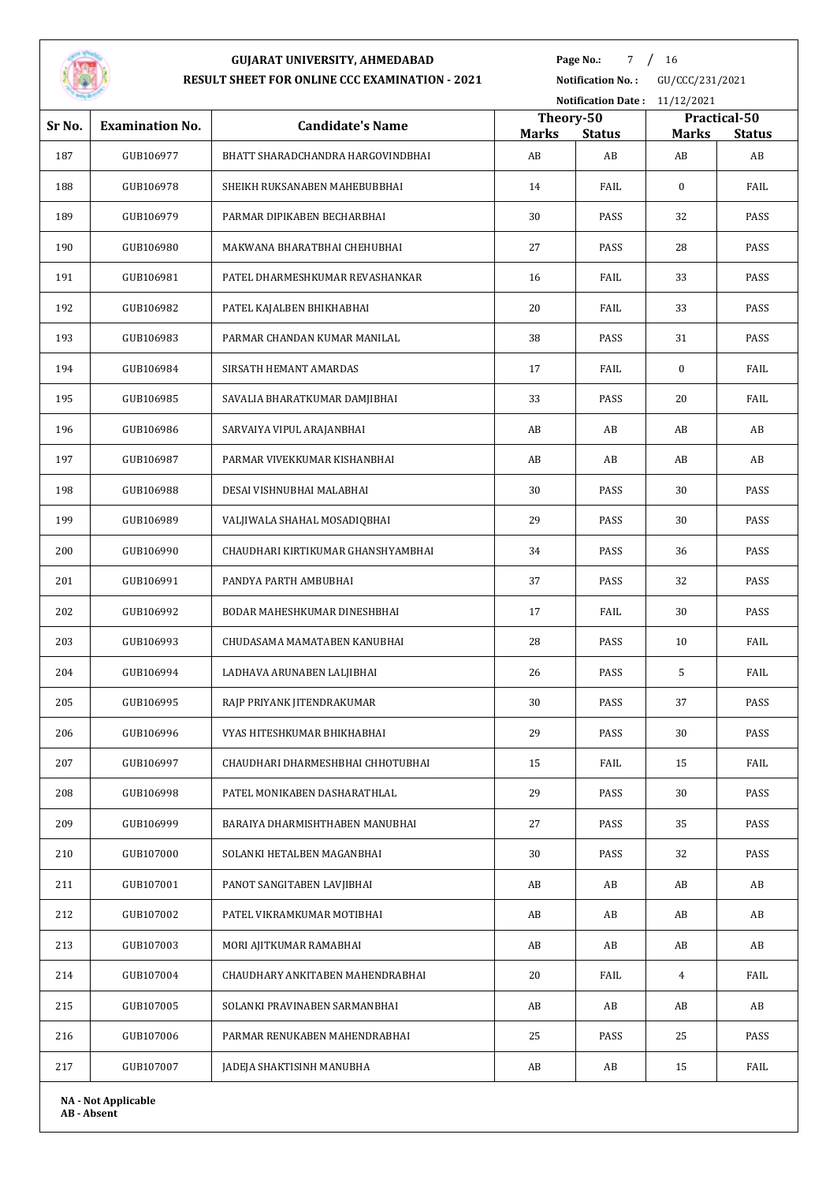# GUJARAT UNIVERSITY, AHMEDABAD

## RESULT SHEET FOR ONLINE CCC EXAMINATION - 2021

**Notification No. :** GU/CCC/231/2021

**Notification Date :** 11/12/2021

| Sr No. | Examination No. | Candidate's Name | Theory-50 | | Practical-50 | |
|---|---|---|---|---|---|---|
| | | | **Marks** | **Status** | **Marks** | **Status** |
| 187 | GUB106977 | BHATT SHARADCHANDRA HARGOVINDBHAI | AB | AB | AB | AB |
| 188 | GUB106978 | SHEIKH RUKSANABEN MAHEBUBBHAI | 14 | FAIL | 0 | FAIL |
| 189 | GUB106979 | PARMAR DIPIKABEN BECHARBHAI | 30 | PASS | 32 | PASS |
| 190 | GUB106980 | MAKWANA BHARATBHAI CHEHUBHAI | 27 | PASS | 28 | PASS |
| 191 | GUB106981 | PATEL DHARMESHKUMAR REVASHANKAR | 16 | FAIL | 33 | PASS |
| 192 | GUB106982 | PATEL KAJALBEN BHIKHABHAI | 20 | FAIL | 33 | PASS |
| 193 | GUB106983 | PARMAR CHANDAN KUMAR MANILAL | 38 | PASS | 31 | PASS |
| 194 | GUB106984 | SIRSATH HEMANT AMARDAS | 17 | FAIL | 0 | FAIL |
| 195 | GUB106985 | SAVALIA BHARATKUMAR DAMJIBHAI | 33 | PASS | 20 | FAIL |
| 196 | GUB106986 | SARVAIYA VIPUL ARAJANBHAI | AB | AB | AB | AB |
| 197 | GUB106987 | PARMAR VIVEKKUMAR KISHANBHAI | AB | AB | AB | AB |
| 198 | GUB106988 | DESAI VISHNUBHAI MALABHAI | 30 | PASS | 30 | PASS |
| 199 | GUB106989 | VALJIWALA SHAHAL MOSADIQBHAI | 29 | PASS | 30 | PASS |
| 200 | GUB106990 | CHAUDHARI KIRTIKUMAR GHANSHYAMBHAI | 34 | PASS | 36 | PASS |
| 201 | GUB106991 | PANDYA PARTH AMBUBHAI | 37 | PASS | 32 | PASS |
| 202 | GUB106992 | BODAR MAHESHKUMAR DINESHBHAI | 17 | FAIL | 30 | PASS |
| 203 | GUB106993 | CHUDASAMA MAMATABEN KANUBHAI | 28 | PASS | 10 | FAIL |
| 204 | GUB106994 | LADHAVA ARUNABEN LALJIBHAI | 26 | PASS | 5 | FAIL |
| 205 | GUB106995 | RAJP PRIYANK JITENDRAKUMAR | 30 | PASS | 37 | PASS |
| 206 | GUB106996 | VYAS HITESHKUMAR BHIKHABHAI | 29 | PASS | 30 | PASS |
| 207 | GUB106997 | CHAUDHARI DHARMESHBHAI CHHOTUBHAI | 15 | FAIL | 15 | FAIL |
| 208 | GUB106998 | PATEL MONIKABEN DASHARATHLAL | 29 | PASS | 30 | PASS |
| 209 | GUB106999 | BARAIYA DHARMISHTHABEN MANUBHAI | 27 | PASS | 35 | PASS |
| 210 | GUB107000 | SOLANKI HETALBEN MAGANBHAI | 30 | PASS | 32 | PASS |
| 211 | GUB107001 | PANOT SANGITABEN LAVJIBHAI | AB | AB | AB | AB |
| 212 | GUB107002 | PATEL VIKRAMKUMAR MOTIBHAI | AB | AB | AB | AB |
| 213 | GUB107003 | MORI AJITKUMAR RAMABHAI | AB | AB | AB | AB |
| 214 | GUB107004 | CHAUDHARY ANKITABEN MAHENDRABHAI | 20 | FAIL | 4 | FAIL |
| 215 | GUB107005 | SOLANKI PRAVINABEN SARMANBHAI | AB | AB | AB | AB |
| 216 | GUB107006 | PARMAR RENUKABEN MAHENDRABHAI | 25 | PASS | 25 | PASS |
| 217 | GUB107007 | JADEJA SHAKTISINH MANUBHA | AB | AB | 15 | FAIL |

**NA - Not Applicable**
**AB - Absent**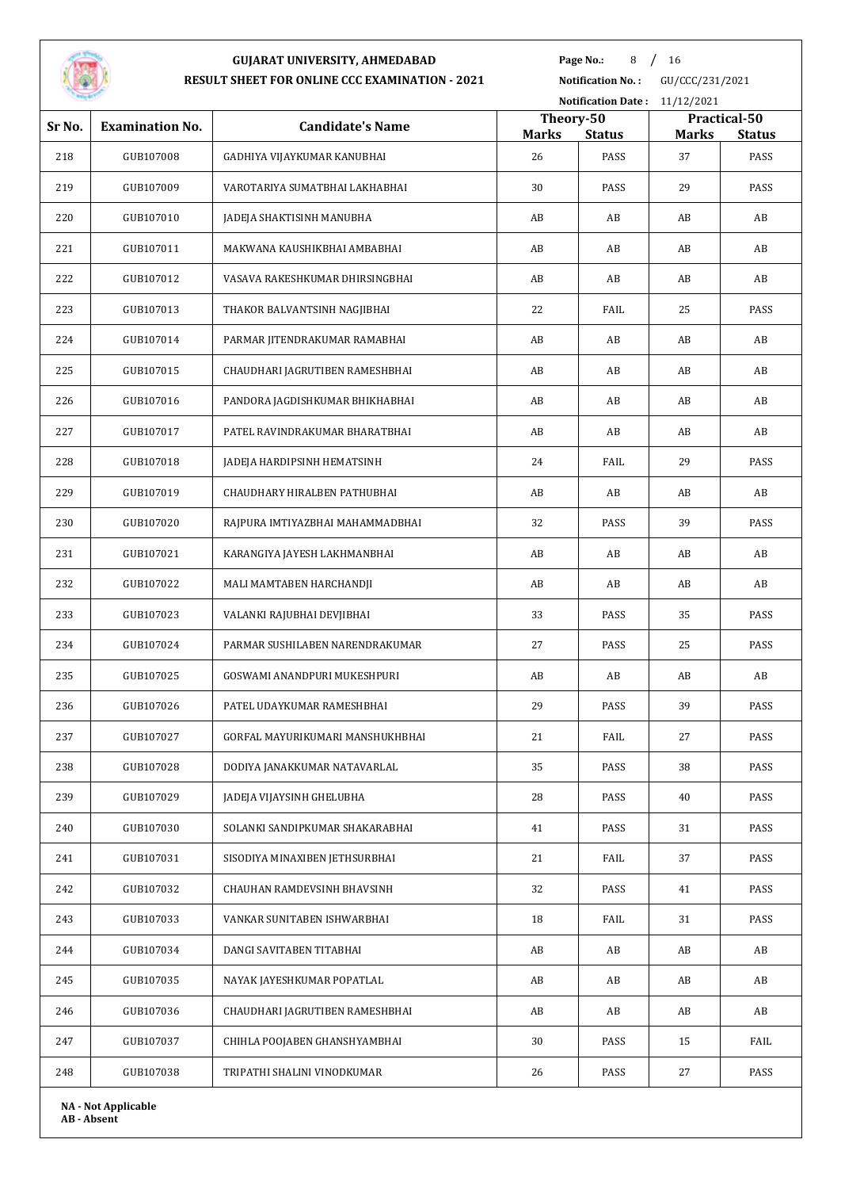# GUJARAT UNIVERSITY, AHMEDABAD

## RESULT SHEET FOR ONLINE CCC EXAMINATION - 2021

**Notification No. :** GU/CCC/231/2021

**Notification Date :** 11/12/2021

| Sr No. | Examination No. | Candidate's Name | Theory-50 | | Practical-50 | |
|---|---|---|---|---|---|---|
| | | | **Marks** | **Status** | **Marks** | **Status** |
| 218 | GUB107008 | GADHIYA VIJAYKUMAR KANUBHAI | 26 | PASS | 37 | PASS |
| 219 | GUB107009 | VAROTARIYA SUMATBHAI LAKHABHAI | 30 | PASS | 29 | PASS |
| 220 | GUB107010 | JADEJA SHAKTISINH MANUBHA | AB | AB | AB | AB |
| 221 | GUB107011 | MAKWANA KAUSHIKBHAI AMBABHAI | AB | AB | AB | AB |
| 222 | GUB107012 | VASAVA RAKESHKUMAR DHIRSINGBHAI | AB | AB | AB | AB |
| 223 | GUB107013 | THAKOR BALVANTSINH NAGJIBHAI | 22 | FAIL | 25 | PASS |
| 224 | GUB107014 | PARMAR JITENDRAKUMAR RAMABHAI | AB | AB | AB | AB |
| 225 | GUB107015 | CHAUDHARI JAGRUTIBEN RAMESHBHAI | AB | AB | AB | AB |
| 226 | GUB107016 | PANDORA JAGDISHKUMAR BHIKHABHAI | AB | AB | AB | AB |
| 227 | GUB107017 | PATEL RAVINDRAKUMAR BHARATBHAI | AB | AB | AB | AB |
| 228 | GUB107018 | JADEJA HARDIPSINH HEMATSINH | 24 | FAIL | 29 | PASS |
| 229 | GUB107019 | CHAUDHARY HIRALBEN PATHUBHAI | AB | AB | AB | AB |
| 230 | GUB107020 | RAJPURA IMTIYAZBHAI MAHAMMADBHAI | 32 | PASS | 39 | PASS |
| 231 | GUB107021 | KARANGIYA JAYESH LAKHMANBHAI | AB | AB | AB | AB |
| 232 | GUB107022 | MALI MAMTABEN HARCHANDJI | AB | AB | AB | AB |
| 233 | GUB107023 | VALANKI RAJUBHAI DEVJIBHAI | 33 | PASS | 35 | PASS |
| 234 | GUB107024 | PARMAR SUSHILABEN NARENDRAKUMAR | 27 | PASS | 25 | PASS |
| 235 | GUB107025 | GOSWAMI ANANDPURI MUKESHPURI | AB | AB | AB | AB |
| 236 | GUB107026 | PATEL UDAYKUMAR RAMESHBHAI | 29 | PASS | 39 | PASS |
| 237 | GUB107027 | GORFAL MAYURIKUMARI MANSHUKHBHAI | 21 | FAIL | 27 | PASS |
| 238 | GUB107028 | DODIYA JANAKKUMAR NATAVARLAL | 35 | PASS | 38 | PASS |
| 239 | GUB107029 | JADEJA VIJAYSINH GHELUBHA | 28 | PASS | 40 | PASS |
| 240 | GUB107030 | SOLANKI SANDIPKUMAR SHAKARABHAI | 41 | PASS | 31 | PASS |
| 241 | GUB107031 | SISODIYA MINAXIBEN JETHSURBHAI | 21 | FAIL | 37 | PASS |
| 242 | GUB107032 | CHAUHAN RAMDEVSINH BHAVSINH | 32 | PASS | 41 | PASS |
| 243 | GUB107033 | VANKAR SUNITABEN ISHWARBHAI | 18 | FAIL | 31 | PASS |
| 244 | GUB107034 | DANGI SAVITABEN TITABHAI | AB | AB | AB | AB |
| 245 | GUB107035 | NAYAK JAYESHKUMAR POPATLAL | AB | AB | AB | AB |
| 246 | GUB107036 | CHAUDHARI JAGRUTIBEN RAMESHBHAI | AB | AB | AB | AB |
| 247 | GUB107037 | CHIHLA POOJABEN GHANSHYAMBHAI | 30 | PASS | 15 | FAIL |
| 248 | GUB107038 | TRIPATHI SHALINI VINODKUMAR | 26 | PASS | 27 | PASS |

**NA - Not Applicable**
**AB - Absent**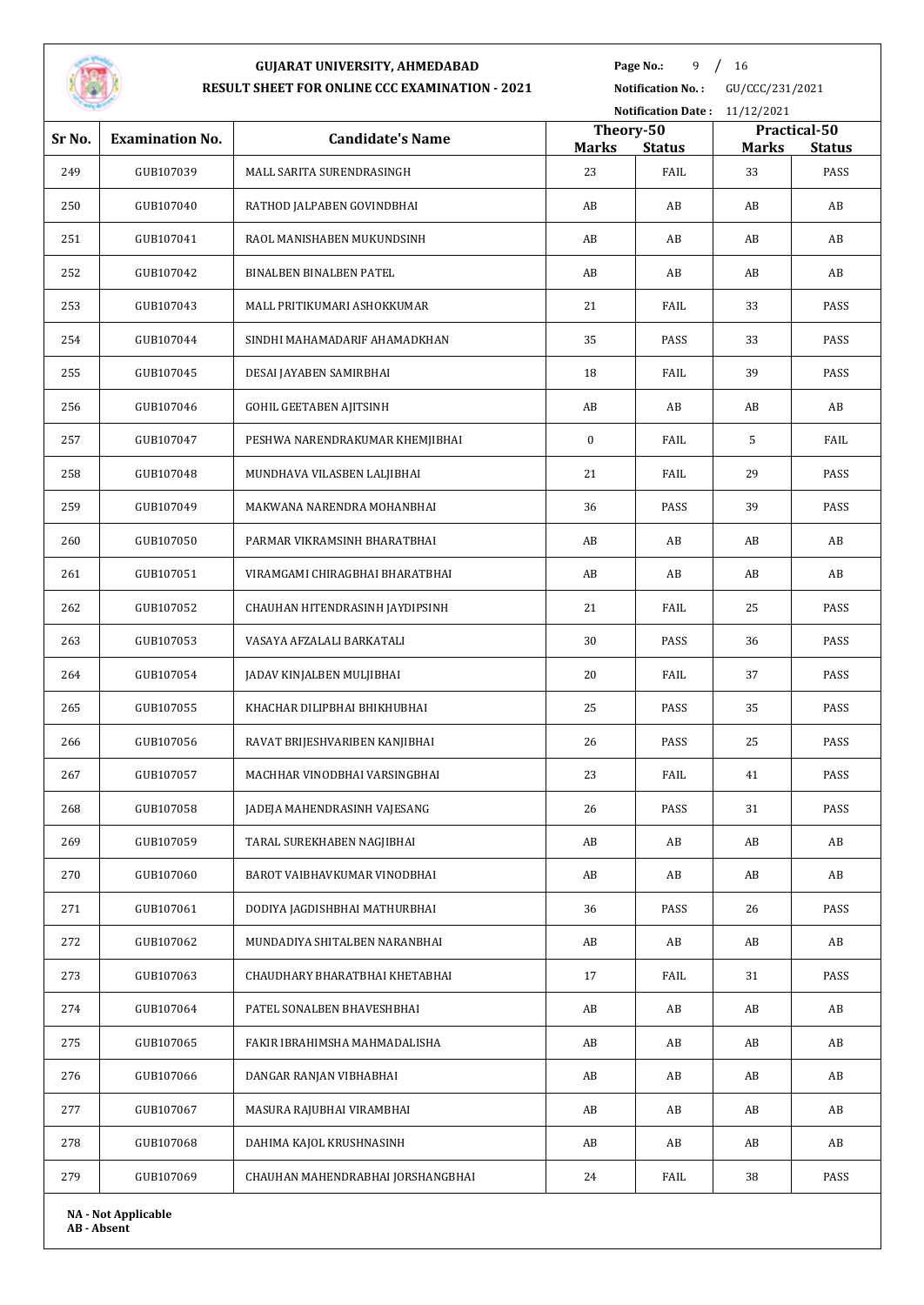# GUJARAT UNIVERSITY, AHMEDABAD

## RESULT SHEET FOR ONLINE CCC EXAMINATION - 2021

**Notification No. :** GU/CCC/231/2021

**Notification Date :** 11/12/2021

| Sr No. | Examination No. | Candidate's Name | Theory-50 | | Practical-50 | |
|---|---|---|---|---|---|---|
| | | | Marks | Status | Marks | Status |
| 249 | GUB107039 | MALL SARITA SURENDRASINGH | 23 | FAIL | 33 | PASS |
| 250 | GUB107040 | RATHOD JALPABEN GOVINDBHAI | AB | AB | AB | AB |
| 251 | GUB107041 | RAOL MANISHABEN MUKUNDSINH | AB | AB | AB | AB |
| 252 | GUB107042 | BINALBEN BINALBEN PATEL | AB | AB | AB | AB |
| 253 | GUB107043 | MALL PRITIKUMARI ASHOKKUMAR | 21 | FAIL | 33 | PASS |
| 254 | GUB107044 | SINDHI MAHAMADARIF AHAMADKHAN | 35 | PASS | 33 | PASS |
| 255 | GUB107045 | DESAI JAYABEN SAMIRBHAI | 18 | FAIL | 39 | PASS |
| 256 | GUB107046 | GOHIL GEETABEN AJITSINH | AB | AB | AB | AB |
| 257 | GUB107047 | PESHWA NARENDRAKUMAR KHEMJIBHAI | 0 | FAIL | 5 | FAIL |
| 258 | GUB107048 | MUNDHAVA VILASBEN LALJIBHAI | 21 | FAIL | 29 | PASS |
| 259 | GUB107049 | MAKWANA NARENDRA MOHANBHAI | 36 | PASS | 39 | PASS |
| 260 | GUB107050 | PARMAR VIKRAMSINH BHARATBHAI | AB | AB | AB | AB |
| 261 | GUB107051 | VIRAMGAMI CHIRAGBHAI BHARATBHAI | AB | AB | AB | AB |
| 262 | GUB107052 | CHAUHAN HITENDRASINH JAYDIPSINH | 21 | FAIL | 25 | PASS |
| 263 | GUB107053 | VASAYA AFZALALI BARKATALI | 30 | PASS | 36 | PASS |
| 264 | GUB107054 | JADAV KINJALBEN MULJIBHAI | 20 | FAIL | 37 | PASS |
| 265 | GUB107055 | KHACHAR DILIPBHAI BHIKHUBHAI | 25 | PASS | 35 | PASS |
| 266 | GUB107056 | RAVAT BRIJESHVARIBEN KANJIBHAI | 26 | PASS | 25 | PASS |
| 267 | GUB107057 | MACHHAR VINODBHAI VARSINGBHAI | 23 | FAIL | 41 | PASS |
| 268 | GUB107058 | JADEJA MAHENDRASINH VAJESANG | 26 | PASS | 31 | PASS |
| 269 | GUB107059 | TARAL SUREKHABEN NAGJIBHAI | AB | AB | AB | AB |
| 270 | GUB107060 | BAROT VAIBHAVKUMAR VINODBHAI | AB | AB | AB | AB |
| 271 | GUB107061 | DODIYA JAGDISHBHAI MATHURBHAI | 36 | PASS | 26 | PASS |
| 272 | GUB107062 | MUNDADIYA SHITALBEN NARANBHAI | AB | AB | AB | AB |
| 273 | GUB107063 | CHAUDHARY BHARATBHAI KHETABHAI | 17 | FAIL | 31 | PASS |
| 274 | GUB107064 | PATEL SONALBEN BHAVESHBHAI | AB | AB | AB | AB |
| 275 | GUB107065 | FAKIR IBRAHIMSHA MAHMADALISHA | AB | AB | AB | AB |
| 276 | GUB107066 | DANGAR RANJAN VIBHABHAI | AB | AB | AB | AB |
| 277 | GUB107067 | MASURA RAJUBHAI VIRAMBHAI | AB | AB | AB | AB |
| 278 | GUB107068 | DAHIMA KAJOL KRUSHNASINH | AB | AB | AB | AB |
| 279 | GUB107069 | CHAUHAN MAHENDRABHAI JORSHANGBHAI | 24 | FAIL | 38 | PASS |

**NA - Not Applicable**
**AB - Absent**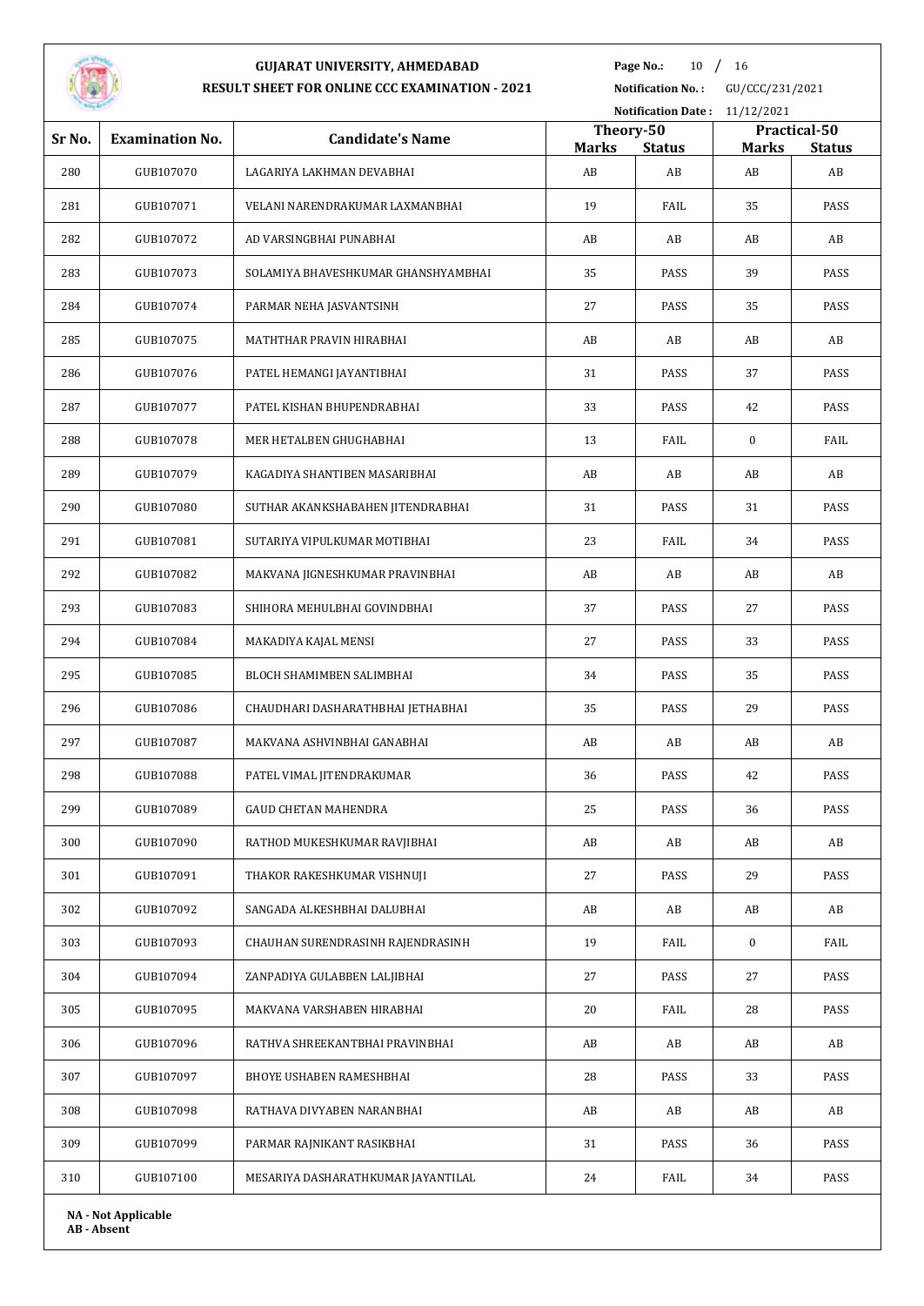# GUJARAT UNIVERSITY, AHMEDABAD

## RESULT SHEET FOR ONLINE CCC EXAMINATION - 2021

**Notification No. :** GU/CCC/231/2021

**Notification Date :** 11/12/2021

| Sr No. | Examination No. | Candidate's Name | Theory-50 | | Practical-50 | |
|---|---|---|---|---|---|---|
| | | | Marks | Status | Marks | Status |
| 280 | GUB107070 | LAGARIYA LAKHMAN DEVABHAI | AB | AB | AB | AB |
| 281 | GUB107071 | VELANI NARENDRAKUMAR LAXMANBHAI | 19 | FAIL | 35 | PASS |
| 282 | GUB107072 | AD VARSINGBHAI PUNABHAI | AB | AB | AB | AB |
| 283 | GUB107073 | SOLAMIYA BHAVESHKUMAR GHANSHYAMBHAI | 35 | PASS | 39 | PASS |
| 284 | GUB107074 | PARMAR NEHA JASVANTSINH | 27 | PASS | 35 | PASS |
| 285 | GUB107075 | MATHTHAR PRAVIN HIRABHAI | AB | AB | AB | AB |
| 286 | GUB107076 | PATEL HEMANGI JAYANTIBHAI | 31 | PASS | 37 | PASS |
| 287 | GUB107077 | PATEL KISHAN BHUPENDRABHAI | 33 | PASS | 42 | PASS |
| 288 | GUB107078 | MER HETALBEN GHUGHABHAI | 13 | FAIL | 0 | FAIL |
| 289 | GUB107079 | KAGADIYA SHANTIBEN MASARIBHAI | AB | AB | AB | AB |
| 290 | GUB107080 | SUTHAR AKANKSHABAHEN JITENDRABHAI | 31 | PASS | 31 | PASS |
| 291 | GUB107081 | SUTARIYA VIPULKUMAR MOTIBHAI | 23 | FAIL | 34 | PASS |
| 292 | GUB107082 | MAKVANA JIGNESHKUMAR PRAVINBHAI | AB | AB | AB | AB |
| 293 | GUB107083 | SHIHORA MEHULBHAI GOVINDBHAI | 37 | PASS | 27 | PASS |
| 294 | GUB107084 | MAKADIYA KAJAL MENSI | 27 | PASS | 33 | PASS |
| 295 | GUB107085 | BLOCH SHAMIMBEN SALIMBHAI | 34 | PASS | 35 | PASS |
| 296 | GUB107086 | CHAUDHARI DASHARATHBHAI JETHABHAI | 35 | PASS | 29 | PASS |
| 297 | GUB107087 | MAKVANA ASHVINBHAI GANABHAI | AB | AB | AB | AB |
| 298 | GUB107088 | PATEL VIMAL JITENDRAKUMAR | 36 | PASS | 42 | PASS |
| 299 | GUB107089 | GAUD CHETAN MAHENDRA | 25 | PASS | 36 | PASS |
| 300 | GUB107090 | RATHOD MUKESHKUMAR RAVJIBHAI | AB | AB | AB | AB |
| 301 | GUB107091 | THAKOR RAKESHKUMAR VISHNUJI | 27 | PASS | 29 | PASS |
| 302 | GUB107092 | SANGADA ALKESHBHAI DALUBHAI | AB | AB | AB | AB |
| 303 | GUB107093 | CHAUHAN SURENDRASINH RAJENDRASINH | 19 | FAIL | 0 | FAIL |
| 304 | GUB107094 | ZANPADIYA GULABBEN LALJIBHAI | 27 | PASS | 27 | PASS |
| 305 | GUB107095 | MAKVANA VARSHABEN HIRABHAI | 20 | FAIL | 28 | PASS |
| 306 | GUB107096 | RATHVA SHREEKANTBHAI PRAVINBHAI | AB | AB | AB | AB |
| 307 | GUB107097 | BHOYE USHABEN RAMESHBHAI | 28 | PASS | 33 | PASS |
| 308 | GUB107098 | RATHAVA DIVYABEN NARANBHAI | AB | AB | AB | AB |
| 309 | GUB107099 | PARMAR RAJNIKANT RASIKBHAI | 31 | PASS | 36 | PASS |
| 310 | GUB107100 | MESARIYA DASHARATHKUMAR JAYANTILAL | 24 | FAIL | 34 | PASS |

**NA - Not Applicable**
**AB - Absent**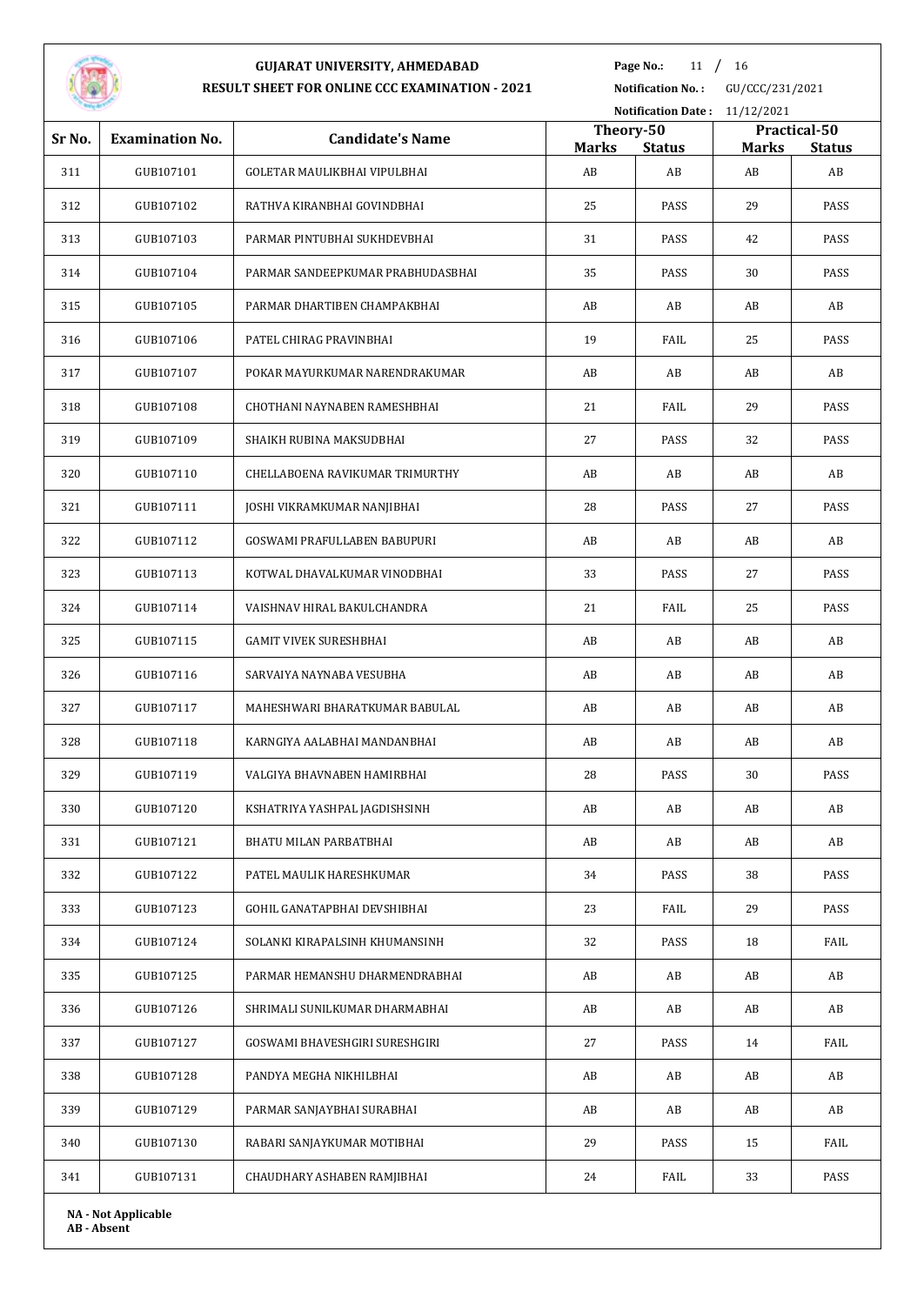# GUJARAT UNIVERSITY, AHMEDABAD

## RESULT SHEET FOR ONLINE CCC EXAMINATION - 2021

**Notification No. :** GU/CCC/231/2021

**Notification Date :** 11/12/2021

| Sr No. | Examination No. | Candidate's Name | Theory-50 | | Practical-50 | |
|---|---|---|---|---|---|---|
| | | | Marks | Status | Marks | Status |
| 311 | GUB107101 | GOLETAR MAULIKBHAI VIPULBHAI | AB | AB | AB | AB |
| 312 | GUB107102 | RATHVA KIRANBHAI GOVINDBHAI | 25 | PASS | 29 | PASS |
| 313 | GUB107103 | PARMAR PINTUBHAI SUKHDEVBHAI | 31 | PASS | 42 | PASS |
| 314 | GUB107104 | PARMAR SANDEEPKUMAR PRABHUDASBHAI | 35 | PASS | 30 | PASS |
| 315 | GUB107105 | PARMAR DHARTIBEN CHAMPAKBHAI | AB | AB | AB | AB |
| 316 | GUB107106 | PATEL CHIRAG PRAVINBHAI | 19 | FAIL | 25 | PASS |
| 317 | GUB107107 | POKAR MAYURKUMAR NARENDRAKUMAR | AB | AB | AB | AB |
| 318 | GUB107108 | CHOTHANI NAYNABEN RAMESHBHAI | 21 | FAIL | 29 | PASS |
| 319 | GUB107109 | SHAIKH RUBINA MAKSUDBHAI | 27 | PASS | 32 | PASS |
| 320 | GUB107110 | CHELLABOENA RAVIKUMAR TRIMURTHY | AB | AB | AB | AB |
| 321 | GUB107111 | JOSHI VIKRAMKUMAR NANJIBHAI | 28 | PASS | 27 | PASS |
| 322 | GUB107112 | GOSWAMI PRAFULLABEN BABUPURI | AB | AB | AB | AB |
| 323 | GUB107113 | KOTWAL DHAVALKUMAR VINODBHAI | 33 | PASS | 27 | PASS |
| 324 | GUB107114 | VAISHNAV HIRAL BAKULCHANDRA | 21 | FAIL | 25 | PASS |
| 325 | GUB107115 | GAMIT VIVEK SURESHBHAI | AB | AB | AB | AB |
| 326 | GUB107116 | SARVAIYA NAYNABA VESUBHA | AB | AB | AB | AB |
| 327 | GUB107117 | MAHESHWARI BHARATKUMAR BABULAL | AB | AB | AB | AB |
| 328 | GUB107118 | KARNGIYA AALABHAI MANDANBHAI | AB | AB | AB | AB |
| 329 | GUB107119 | VALGIYA BHAVNABEN HAMIRBHAI | 28 | PASS | 30 | PASS |
| 330 | GUB107120 | KSHATRIYA YASHPAL JAGDISHSINH | AB | AB | AB | AB |
| 331 | GUB107121 | BHATU MILAN PARBATBHAI | AB | AB | AB | AB |
| 332 | GUB107122 | PATEL MAULIK HARESHKUMAR | 34 | PASS | 38 | PASS |
| 333 | GUB107123 | GOHIL GANATAPBHAI DEVSHIBHAI | 23 | FAIL | 29 | PASS |
| 334 | GUB107124 | SOLANKI KIRAPALSINH KHUMANSINH | 32 | PASS | 18 | FAIL |
| 335 | GUB107125 | PARMAR HEMANSHU DHARMENDRABHAI | AB | AB | AB | AB |
| 336 | GUB107126 | SHRIMALI SUNILKUMAR DHARMABHAI | AB | AB | AB | AB |
| 337 | GUB107127 | GOSWAMI BHAVESHGIRI SURESHGIRI | 27 | PASS | 14 | FAIL |
| 338 | GUB107128 | PANDYA MEGHA NIKHILBHAI | AB | AB | AB | AB |
| 339 | GUB107129 | PARMAR SANJAYBHAI SURABHAI | AB | AB | AB | AB |
| 340 | GUB107130 | RABARI SANJAYKUMAR MOTIBHAI | 29 | PASS | 15 | FAIL |
| 341 | GUB107131 | CHAUDHARY ASHABEN RAMJIBHAI | 24 | FAIL | 33 | PASS |

**NA - Not Applicable**
**AB - Absent**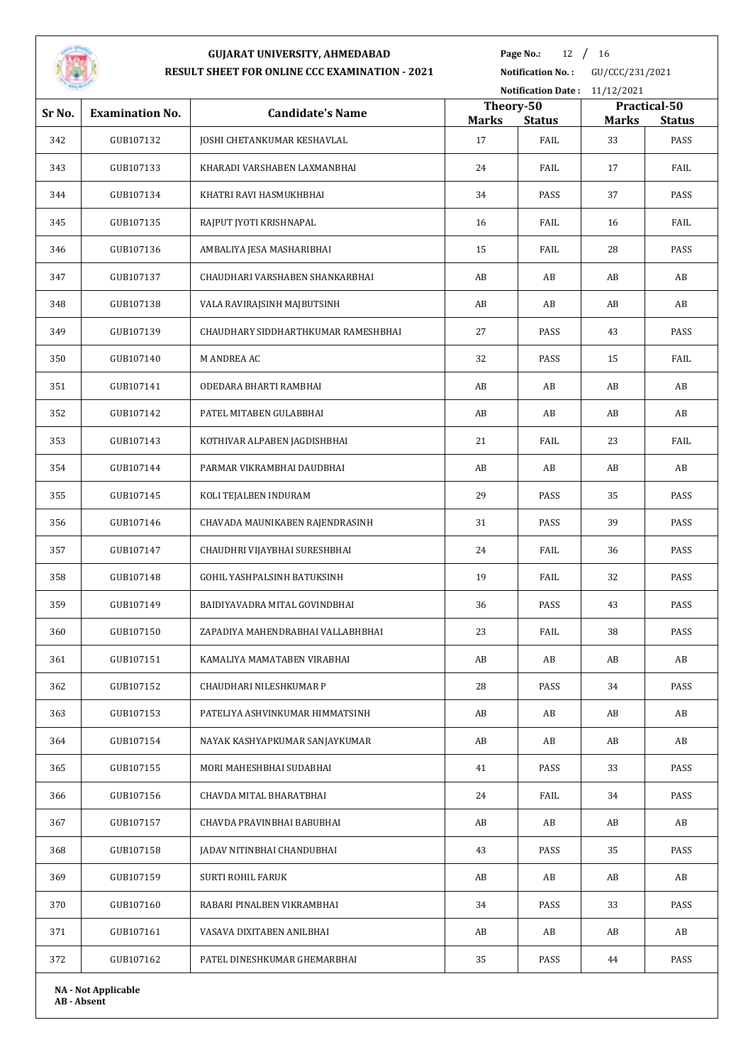# GUJARAT UNIVERSITY, AHMEDABAD

## RESULT SHEET FOR ONLINE CCC EXAMINATION - 2021

**Notification No. :** GU/CCC/231/2021

**Notification Date :** 11/12/2021

| Sr No. | Examination No. | Candidate's Name | Theory-50 | | Practical-50 | |
|---|---|---|---|---|---|---|
| | | | Marks | Status | Marks | Status |
| 342 | GUB107132 | JOSHI CHETANKUMAR KESHAVLAL | 17 | FAIL | 33 | PASS |
| 343 | GUB107133 | KHARADI VARSHABEN LAXMANBHAI | 24 | FAIL | 17 | FAIL |
| 344 | GUB107134 | KHATRI RAVI HASMUKHBHAI | 34 | PASS | 37 | PASS |
| 345 | GUB107135 | RAJPUT JYOTI KRISHNAPAL | 16 | FAIL | 16 | FAIL |
| 346 | GUB107136 | AMBALIYA JESA MASHARIBHAI | 15 | FAIL | 28 | PASS |
| 347 | GUB107137 | CHAUDHARI VARSHABEN SHANKARBHAI | AB | AB | AB | AB |
| 348 | GUB107138 | VALA RAVIRAJSINH MAJBUTSINH | AB | AB | AB | AB |
| 349 | GUB107139 | CHAUDHARY SIDDHARTHKUMAR RAMESHBHAI | 27 | PASS | 43 | PASS |
| 350 | GUB107140 | M ANDREA AC | 32 | PASS | 15 | FAIL |
| 351 | GUB107141 | ODEDARA BHARTI RAMBHAI | AB | AB | AB | AB |
| 352 | GUB107142 | PATEL MITABEN GULABBHAI | AB | AB | AB | AB |
| 353 | GUB107143 | KOTHIVAR ALPABEN JAGDISHBHAI | 21 | FAIL | 23 | FAIL |
| 354 | GUB107144 | PARMAR VIKRAMBHAI DAUDBHAI | AB | AB | AB | AB |
| 355 | GUB107145 | KOLI TEJALBEN INDURAM | 29 | PASS | 35 | PASS |
| 356 | GUB107146 | CHAVADA MAUNIKABEN RAJENDRASINH | 31 | PASS | 39 | PASS |
| 357 | GUB107147 | CHAUDHRI VIJAYBHAI SURESHBHAI | 24 | FAIL | 36 | PASS |
| 358 | GUB107148 | GOHIL YASHPALSINH BATUKSINH | 19 | FAIL | 32 | PASS |
| 359 | GUB107149 | BAIDIYAVADRA MITAL GOVINDBHAI | 36 | PASS | 43 | PASS |
| 360 | GUB107150 | ZAPADIYA MAHENDRABHAI VALLABHBHAI | 23 | FAIL | 38 | PASS |
| 361 | GUB107151 | KAMALIYA MAMATABEN VIRABHAI | AB | AB | AB | AB |
| 362 | GUB107152 | CHAUDHARI NILESHKUMAR P | 28 | PASS | 34 | PASS |
| 363 | GUB107153 | PATELIYA ASHVINKUMAR HIMMATSINH | AB | AB | AB | AB |
| 364 | GUB107154 | NAYAK KASHYAPKUMAR SANJAYKUMAR | AB | AB | AB | AB |
| 365 | GUB107155 | MORI MAHESHBHAI SUDABHAI | 41 | PASS | 33 | PASS |
| 366 | GUB107156 | CHAVDA MITAL BHARATBHAI | 24 | FAIL | 34 | PASS |
| 367 | GUB107157 | CHAVDA PRAVINBHAI BABUBHAI | AB | AB | AB | AB |
| 368 | GUB107158 | JADAV NITINBHAI CHANDUBHAI | 43 | PASS | 35 | PASS |
| 369 | GUB107159 | SURTI ROHIL FARUK | AB | AB | AB | AB |
| 370 | GUB107160 | RABARI PINALBEN VIKRAMBHAI | 34 | PASS | 33 | PASS |
| 371 | GUB107161 | VASAVA DIXITABEN ANILBHAI | AB | AB | AB | AB |
| 372 | GUB107162 | PATEL DINESHKUMAR GHEMARBHAI | 35 | PASS | 44 | PASS |

**NA - Not Applicable**
**AB - Absent**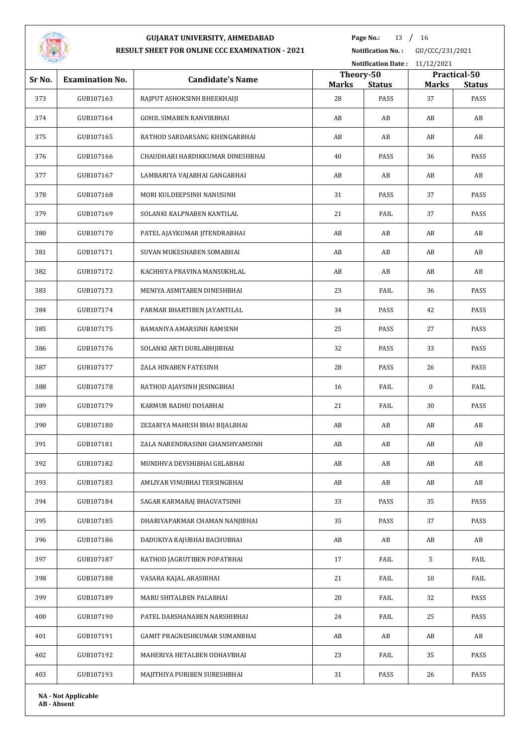# GUJARAT UNIVERSITY, AHMEDABAD

## RESULT SHEET FOR ONLINE CCC EXAMINATION - 2021

**Page No.:** 13 / 16
**Notification No. :** GU/CCC/231/2021
**Notification Date :** 11/12/2021

| Sr No. | Examination No. | Candidate's Name | Theory-50 | | Practical-50 | |
|---|---|---|---|---|---|---|
| | | | Marks | Status | Marks | Status |
| 373 | GUB107163 | RAJPUT ASHOKSINH BHEEKHAIJI | 28 | PASS | 37 | PASS |
| 374 | GUB107164 | GOHIL SIMABEN RANVIRBHAI | AB | AB | AB | AB |
| 375 | GUB107165 | RATHOD SARDARSANG KHENGARBHAI | AB | AB | AB | AB |
| 376 | GUB107166 | CHAUDHARI HARDIKKUMAR DINESHBHAI | 40 | PASS | 36 | PASS |
| 377 | GUB107167 | LAMBARIYA VAJABHAI GANGABHAI | AB | AB | AB | AB |
| 378 | GUB107168 | MORI KULDEEPSINH NANUSINH | 31 | PASS | 37 | PASS |
| 379 | GUB107169 | SOLANKI KALPNABEN KANTILAL | 21 | FAIL | 37 | PASS |
| 380 | GUB107170 | PATEL AJAYKUMAR JITENDRABHAI | AB | AB | AB | AB |
| 381 | GUB107171 | SUVAN MUKESHABEN SOMABHAI | AB | AB | AB | AB |
| 382 | GUB107172 | KACHHIYA PRAVINA MANSUKHLAL | AB | AB | AB | AB |
| 383 | GUB107173 | MENIYA ASMITABEN DINESHBHAI | 23 | FAIL | 36 | PASS |
| 384 | GUB107174 | PARMAR BHARTIBEN JAYANTILAL | 34 | PASS | 42 | PASS |
| 385 | GUB107175 | BAMANIYA AMARSINH RAMSINH | 25 | PASS | 27 | PASS |
| 386 | GUB107176 | SOLANKI ARTI DURLABHJIBHAI | 32 | PASS | 33 | PASS |
| 387 | GUB107177 | ZALA HINABEN FATESINH | 28 | PASS | 26 | PASS |
| 388 | GUB107178 | RATHOD AJAYSINH JESINGBHAI | 16 | FAIL | 0 | FAIL |
| 389 | GUB107179 | KARMUR RADHU DOSABHAI | 21 | FAIL | 30 | PASS |
| 390 | GUB107180 | ZEZARIYA MAHESH BHAI BIJALBHAI | AB | AB | AB | AB |
| 391 | GUB107181 | ZALA NARENDRASINH GHANSHYAMSINH | AB | AB | AB | AB |
| 392 | GUB107182 | MUNDHVA DEVSHIBHAI GELABHAI | AB | AB | AB | AB |
| 393 | GUB107183 | AMLIYAR VINUBHAI TERSINGBHAI | AB | AB | AB | AB |
| 394 | GUB107184 | SAGAR KARMARAJ BHAGVATSINH | 33 | PASS | 35 | PASS |
| 395 | GUB107185 | DHARIYAPARMAR CHAMAN NANJIBHAI | 35 | PASS | 37 | PASS |
| 396 | GUB107186 | DADUKIYA RAJUBHAI BACHUBHAI | AB | AB | AB | AB |
| 397 | GUB107187 | RATHOD JAGRUTIBEN POPATBHAI | 17 | FAIL | 5 | FAIL |
| 398 | GUB107188 | VASARA KAJAL ARASIBHAI | 21 | FAIL | 10 | FAIL |
| 399 | GUB107189 | MARU SHITALBEN PALABHAI | 20 | FAIL | 32 | PASS |
| 400 | GUB107190 | PATEL DARSHANABEN NARSHIBHAI | 24 | FAIL | 25 | PASS |
| 401 | GUB107191 | GAMIT PRAGNESHKUMAR SUMANBHAI | AB | AB | AB | AB |
| 402 | GUB107192 | MAHERIYA HETALBEN ODHAVBHAI | 23 | FAIL | 35 | PASS |
| 403 | GUB107193 | MAJITHIYA PURIBEN SURESHBHAI | 31 | PASS | 26 | PASS |

**NA - Not Applicable**
**AB - Absent**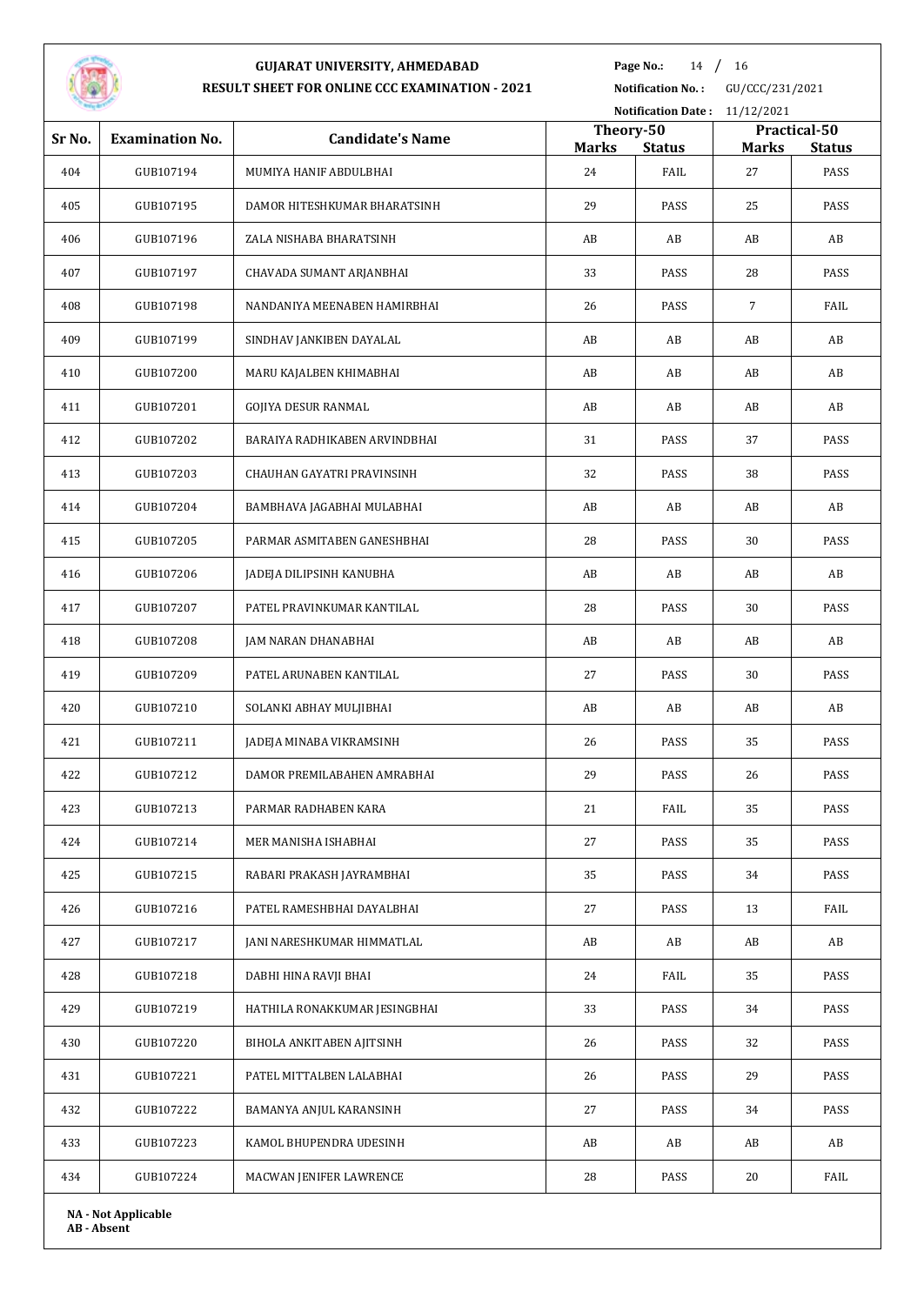# GUJARAT UNIVERSITY, AHMEDABAD

## RESULT SHEET FOR ONLINE CCC EXAMINATION - 2021

**Notification No. :** GU/CCC/231/2021

**Notification Date :** 11/12/2021

| Sr No. | Examination No. | Candidate's Name | Theory-50 | | Practical-50 | |
|---|---|---|---|---|---|---|
| | | | **Marks** | **Status** | **Marks** | **Status** |
| 404 | GUB107194 | MUMIYA HANIF ABDULBHAI | 24 | FAIL | 27 | PASS |
| 405 | GUB107195 | DAMOR HITESHKUMAR BHARATSINH | 29 | PASS | 25 | PASS |
| 406 | GUB107196 | ZALA NISHABA BHARATSINH | AB | AB | AB | AB |
| 407 | GUB107197 | CHAVADA SUMANT ARJANBHAI | 33 | PASS | 28 | PASS |
| 408 | GUB107198 | NANDANIYA MEENABEN HAMIRBHAI | 26 | PASS | 7 | FAIL |
| 409 | GUB107199 | SINDHAV JANKIBEN DAYALAL | AB | AB | AB | AB |
| 410 | GUB107200 | MARU KAJALBEN KHIMABHAI | AB | AB | AB | AB |
| 411 | GUB107201 | GOJIYA DESUR RANMAL | AB | AB | AB | AB |
| 412 | GUB107202 | BARAIYA RADHIKABEN ARVINDBHAI | 31 | PASS | 37 | PASS |
| 413 | GUB107203 | CHAUHAN GAYATRI PRAVINSINH | 32 | PASS | 38 | PASS |
| 414 | GUB107204 | BAMBHAVA JAGABHAI MULABHAI | AB | AB | AB | AB |
| 415 | GUB107205 | PARMAR ASMITABEN GANESHBHAI | 28 | PASS | 30 | PASS |
| 416 | GUB107206 | JADEJA DILIPSINH KANUBHA | AB | AB | AB | AB |
| 417 | GUB107207 | PATEL PRAVINKUMAR KANTILAL | 28 | PASS | 30 | PASS |
| 418 | GUB107208 | JAM NARAN DHANABHAI | AB | AB | AB | AB |
| 419 | GUB107209 | PATEL ARUNABEN KANTILAL | 27 | PASS | 30 | PASS |
| 420 | GUB107210 | SOLANKI ABHAY MULJIBHAI | AB | AB | AB | AB |
| 421 | GUB107211 | JADEJA MINABA VIKRAMSINH | 26 | PASS | 35 | PASS |
| 422 | GUB107212 | DAMOR PREMILABAHEN AMRABHAI | 29 | PASS | 26 | PASS |
| 423 | GUB107213 | PARMAR RADHABEN KARA | 21 | FAIL | 35 | PASS |
| 424 | GUB107214 | MER MANISHA ISHABHAI | 27 | PASS | 35 | PASS |
| 425 | GUB107215 | RABARI PRAKASH JAYRAMBHAI | 35 | PASS | 34 | PASS |
| 426 | GUB107216 | PATEL RAMESHBHAI DAYALBHAI | 27 | PASS | 13 | FAIL |
| 427 | GUB107217 | JANI NARESHKUMAR HIMMATLAL | AB | AB | AB | AB |
| 428 | GUB107218 | DABHI HINA RAVJI BHAI | 24 | FAIL | 35 | PASS |
| 429 | GUB107219 | HATHILA RONAKKUMAR JESINGBHAI | 33 | PASS | 34 | PASS |
| 430 | GUB107220 | BIHOLA ANKITABEN AJITSINH | 26 | PASS | 32 | PASS |
| 431 | GUB107221 | PATEL MITTALBEN LALABHAI | 26 | PASS | 29 | PASS |
| 432 | GUB107222 | BAMANYA ANJUL KARANSINH | 27 | PASS | 34 | PASS |
| 433 | GUB107223 | KAMOL BHUPENDRA UDESINH | AB | AB | AB | AB |
| 434 | GUB107224 | MACWAN JENIFER LAWRENCE | 28 | PASS | 20 | FAIL |

**NA - Not Applicable**
**AB - Absent**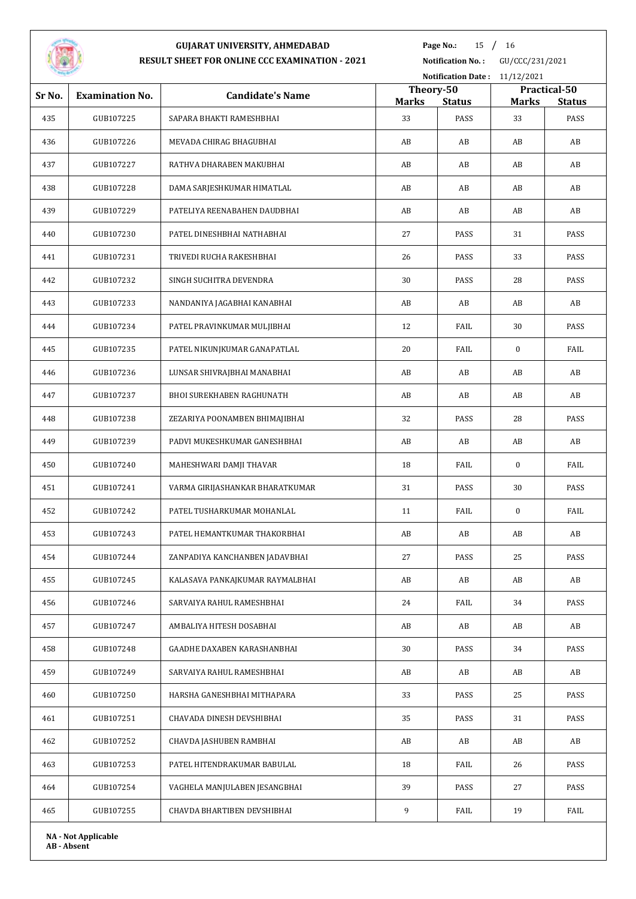# GUJARAT UNIVERSITY, AHMEDABAD

## RESULT SHEET FOR ONLINE CCC EXAMINATION - 2021

**Notification No. :** GU/CCC/231/2021

**Notification Date :** 11/12/2021

| Sr No. | Examination No. | Candidate's Name | Theory-50 | | Practical-50 | |
|---|---|---|---|---|---|---|
| | | | Marks | Status | Marks | Status |
| 435 | GUB107225 | SAPARA BHAKTI RAMESHBHAI | 33 | PASS | 33 | PASS |
| 436 | GUB107226 | MEVADA CHIRAG BHAGUBHAI | AB | AB | AB | AB |
| 437 | GUB107227 | RATHVA DHARABEN MAKUBHAI | AB | AB | AB | AB |
| 438 | GUB107228 | DAMA SARJESHKUMAR HIMATLAL | AB | AB | AB | AB |
| 439 | GUB107229 | PATELIYA REENABAHEN DAUDBHAI | AB | AB | AB | AB |
| 440 | GUB107230 | PATEL DINESHBHAI NATHABHAI | 27 | PASS | 31 | PASS |
| 441 | GUB107231 | TRIVEDI RUCHA RAKESHBHAI | 26 | PASS | 33 | PASS |
| 442 | GUB107232 | SINGH SUCHITRA DEVENDRA | 30 | PASS | 28 | PASS |
| 443 | GUB107233 | NANDANIYA JAGABHAI KANABHAI | AB | AB | AB | AB |
| 444 | GUB107234 | PATEL PRAVINKUMAR MULJIBHAI | 12 | FAIL | 30 | PASS |
| 445 | GUB107235 | PATEL NIKUNJKUMAR GANAPATLAL | 20 | FAIL | 0 | FAIL |
| 446 | GUB107236 | LUNSAR SHIVRAJBHAI MANABHAI | AB | AB | AB | AB |
| 447 | GUB107237 | BHOI SUREKHABEN RAGHUNATH | AB | AB | AB | AB |
| 448 | GUB107238 | ZEZARIYA POONAMBEN BHIMAJIBHAI | 32 | PASS | 28 | PASS |
| 449 | GUB107239 | PADVI MUKESHKUMAR GANESHBHAI | AB | AB | AB | AB |
| 450 | GUB107240 | MAHESHWARI DAMJI THAVAR | 18 | FAIL | 0 | FAIL |
| 451 | GUB107241 | VARMA GIRIJASHANKAR BHARATKUMAR | 31 | PASS | 30 | PASS |
| 452 | GUB107242 | PATEL TUSHARKUMAR MOHANLAL | 11 | FAIL | 0 | FAIL |
| 453 | GUB107243 | PATEL HEMANTKUMAR THAKORBHAI | AB | AB | AB | AB |
| 454 | GUB107244 | ZANPADIYA KANCHANBEN JADAVBHAI | 27 | PASS | 25 | PASS |
| 455 | GUB107245 | KALASAVA PANKAJKUMAR RAYMALBHAI | AB | AB | AB | AB |
| 456 | GUB107246 | SARVAIYA RAHUL RAMESHBHAI | 24 | FAIL | 34 | PASS |
| 457 | GUB107247 | AMBALIYA HITESH DOSABHAI | AB | AB | AB | AB |
| 458 | GUB107248 | GAADHE DAXABEN KARASHANBHAI | 30 | PASS | 34 | PASS |
| 459 | GUB107249 | SARVAIYA RAHUL RAMESHBHAI | AB | AB | AB | AB |
| 460 | GUB107250 | HARSHA GANESHBHAI MITHAPARA | 33 | PASS | 25 | PASS |
| 461 | GUB107251 | CHAVADA DINESH DEVSHIBHAI | 35 | PASS | 31 | PASS |
| 462 | GUB107252 | CHAVDA JASHUBEN RAMBHAI | AB | AB | AB | AB |
| 463 | GUB107253 | PATEL HITENDRAKUMAR BABULAL | 18 | FAIL | 26 | PASS |
| 464 | GUB107254 | VAGHELA MANJULABEN JESANGBHAI | 39 | PASS | 27 | PASS |
| 465 | GUB107255 | CHAVDA BHARTIBEN DEVSHIBHAI | 9 | FAIL | 19 | FAIL |

**NA - Not Applicable**
**AB - Absent**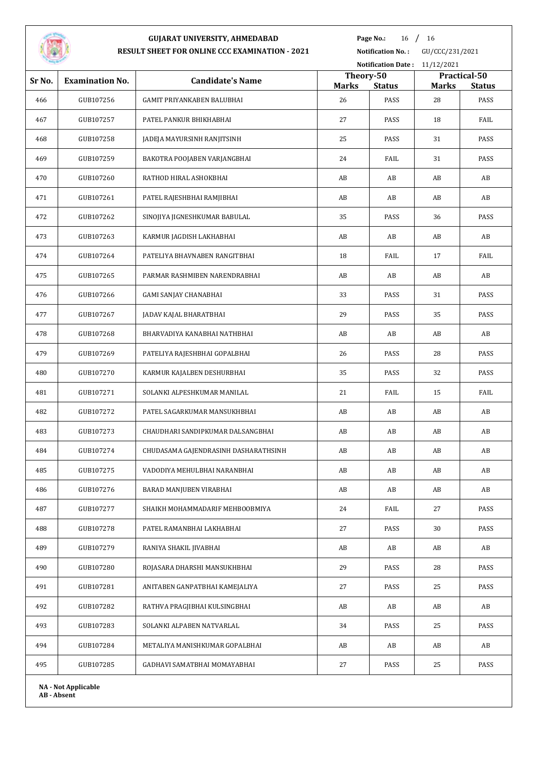# GUJARAT UNIVERSITY, AHMEDABAD

## RESULT SHEET FOR ONLINE CCC EXAMINATION - 2021

**Notification No. :** GU/CCC/231/2021

**Notification Date :** 11/12/2021

| Sr No. | Examination No. | Candidate's Name | Theory-50 | | Practical-50 | |
|---|---|---|---|---|---|---|
| | | | Marks | Status | Marks | Status |
| 466 | GUB107256 | GAMIT PRIYANKABEN BALUBHAI | 26 | PASS | 28 | PASS |
| 467 | GUB107257 | PATEL PANKUR BHIKHABHAI | 27 | PASS | 18 | FAIL |
| 468 | GUB107258 | JADEJA MAYURSINH RANJITSINH | 25 | PASS | 31 | PASS |
| 469 | GUB107259 | BAKOTRA POOJABEN VARJANGBHAI | 24 | FAIL | 31 | PASS |
| 470 | GUB107260 | RATHOD HIRAL ASHOKBHAI | AB | AB | AB | AB |
| 471 | GUB107261 | PATEL RAJESHBHAI RAMJIBHAI | AB | AB | AB | AB |
| 472 | GUB107262 | SINOJIYA JIGNESHKUMAR BABULAL | 35 | PASS | 36 | PASS |
| 473 | GUB107263 | KARMUR JAGDISH LAKHABHAI | AB | AB | AB | AB |
| 474 | GUB107264 | PATELIYA BHAVNABEN RANGITBHAI | 18 | FAIL | 17 | FAIL |
| 475 | GUB107265 | PARMAR RASHMIBEN NARENDRABHAI | AB | AB | AB | AB |
| 476 | GUB107266 | GAMI SANJAY CHANABHAI | 33 | PASS | 31 | PASS |
| 477 | GUB107267 | JADAV KAJAL BHARATBHAI | 29 | PASS | 35 | PASS |
| 478 | GUB107268 | BHARVADIYA KANABHAI NATHBHAI | AB | AB | AB | AB |
| 479 | GUB107269 | PATELIYA RAJESHBHAI GOPALBHAI | 26 | PASS | 28 | PASS |
| 480 | GUB107270 | KARMUR KAJALBEN DESHURBHAI | 35 | PASS | 32 | PASS |
| 481 | GUB107271 | SOLANKI ALPESHKUMAR MANILAL | 21 | FAIL | 15 | FAIL |
| 482 | GUB107272 | PATEL SAGARKUMAR MANSUKHBHAI | AB | AB | AB | AB |
| 483 | GUB107273 | CHAUDHARI SANDIPKUMAR DALSANGBHAI | AB | AB | AB | AB |
| 484 | GUB107274 | CHUDASAMA GAJENDRASINH DASHARATHSINH | AB | AB | AB | AB |
| 485 | GUB107275 | VADODIYA MEHULBHAI NARANBHAI | AB | AB | AB | AB |
| 486 | GUB107276 | BARAD MANJUBEN VIRABHAI | AB | AB | AB | AB |
| 487 | GUB107277 | SHAIKH MOHAMMADARIF MEHBOOBMIYA | 24 | FAIL | 27 | PASS |
| 488 | GUB107278 | PATEL RAMANBHAI LAKHABHAI | 27 | PASS | 30 | PASS |
| 489 | GUB107279 | RANIYA SHAKIL JIVABHAI | AB | AB | AB | AB |
| 490 | GUB107280 | ROJASARA DHARSHI MANSUKHBHAI | 29 | PASS | 28 | PASS |
| 491 | GUB107281 | ANITABEN GANPATBHAI KAMEJALIYA | 27 | PASS | 25 | PASS |
| 492 | GUB107282 | RATHVA PRAGJIBHAI KULSINGBHAI | AB | AB | AB | AB |
| 493 | GUB107283 | SOLANKI ALPABEN NATVARLAL | 34 | PASS | 25 | PASS |
| 494 | GUB107284 | METALIYA MANISHKUMAR GOPALBHAI | AB | AB | AB | AB |
| 495 | GUB107285 | GADHAVI SAMATBHAI MOMAYABHAI | 27 | PASS | 25 | PASS |

**NA - Not Applicable**
**AB - Absent**